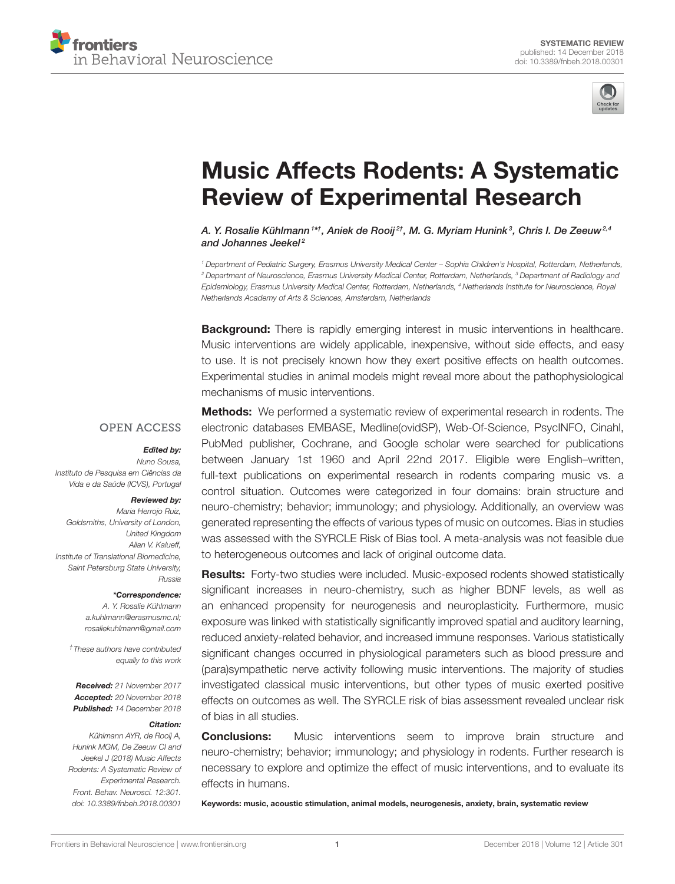SYSTEMATIC REVIEW
published: 14 December 2018
doi: 10.3389/fnbeh.2018.00301

# Music Affects Rodents: A Systematic Review of Experimental Research

*A. Y. Rosalie Kühlmann[1*†], Aniek de Rooij[2†], M. G. Myriam Hunink[3], Chris I. De Zeeuw[2,4] and Johannes Jeekel[2]*

[1] Department of Pediatric Surgery, Erasmus University Medical Center – Sophia Children's Hospital, Rotterdam, Netherlands, [2] Department of Neuroscience, Erasmus University Medical Center, Rotterdam, Netherlands, [3] Department of Radiology and Epidemiology, Erasmus University Medical Center, Rotterdam, Netherlands, [4] Netherlands Institute for Neuroscience, Royal Netherlands Academy of Arts & Sciences, Amsterdam, Netherlands

OPEN ACCESS

***Edited by:***
Nuno Sousa,
Instituto de Pesquisa em Ciências da Vida e da Saúde (ICVS), Portugal

***Reviewed by:***
Maria Herrojo Ruiz,
Goldsmiths, University of London, United Kingdom
Allan V. Kalueff,
Institute of Translational Biomedicine, Saint Petersburg State University, Russia

***\*Correspondence:***
A. Y. Rosalie Kühlmann
a.kuhlmann@erasmusmc.nl;
rosaliekuhlmann@gmail.com

† These authors have contributed equally to this work

**Received:** 21 November 2017
**Accepted:** 20 November 2018
**Published:** 14 December 2018

***Citation:***
Kühlmann AYR, de Rooij A, Hunink MGM, De Zeeuw CI and Jeekel J (2018) Music Affects Rodents: A Systematic Review of Experimental Research. Front. Behav. Neurosci. 12:301. doi: 10.3389/fnbeh.2018.00301

**Background:** There is rapidly emerging interest in music interventions in healthcare. Music interventions are widely applicable, inexpensive, without side effects, and easy to use. It is not precisely known how they exert positive effects on health outcomes. Experimental studies in animal models might reveal more about the pathophysiological mechanisms of music interventions.

**Methods:** We performed a systematic review of experimental research in rodents. The electronic databases EMBASE, Medline(ovidSP), Web-Of-Science, PsycINFO, Cinahl, PubMed publisher, Cochrane, and Google scholar were searched for publications between January 1st 1960 and April 22nd 2017. Eligible were English–written, full-text publications on experimental research in rodents comparing music vs. a control situation. Outcomes were categorized in four domains: brain structure and neuro-chemistry; behavior; immunology; and physiology. Additionally, an overview was generated representing the effects of various types of music on outcomes. Bias in studies was assessed with the SYRCLE Risk of Bias tool. A meta-analysis was not feasible due to heterogeneous outcomes and lack of original outcome data.

**Results:** Forty-two studies were included. Music-exposed rodents showed statistically significant increases in neuro-chemistry, such as higher BDNF levels, as well as an enhanced propensity for neurogenesis and neuroplasticity. Furthermore, music exposure was linked with statistically significantly improved spatial and auditory learning, reduced anxiety-related behavior, and increased immune responses. Various statistically significant changes occurred in physiological parameters such as blood pressure and (para)sympathetic nerve activity following music interventions. The majority of studies investigated classical music interventions, but other types of music exerted positive effects on outcomes as well. The SYRCLE risk of bias assessment revealed unclear risk of bias in all studies.

**Conclusions:** Music interventions seem to improve brain structure and neuro-chemistry; behavior; immunology; and physiology in rodents. Further research is necessary to explore and optimize the effect of music interventions, and to evaluate its effects in humans.

**Keywords: music, acoustic stimulation, animal models, neurogenesis, anxiety, brain, systematic review**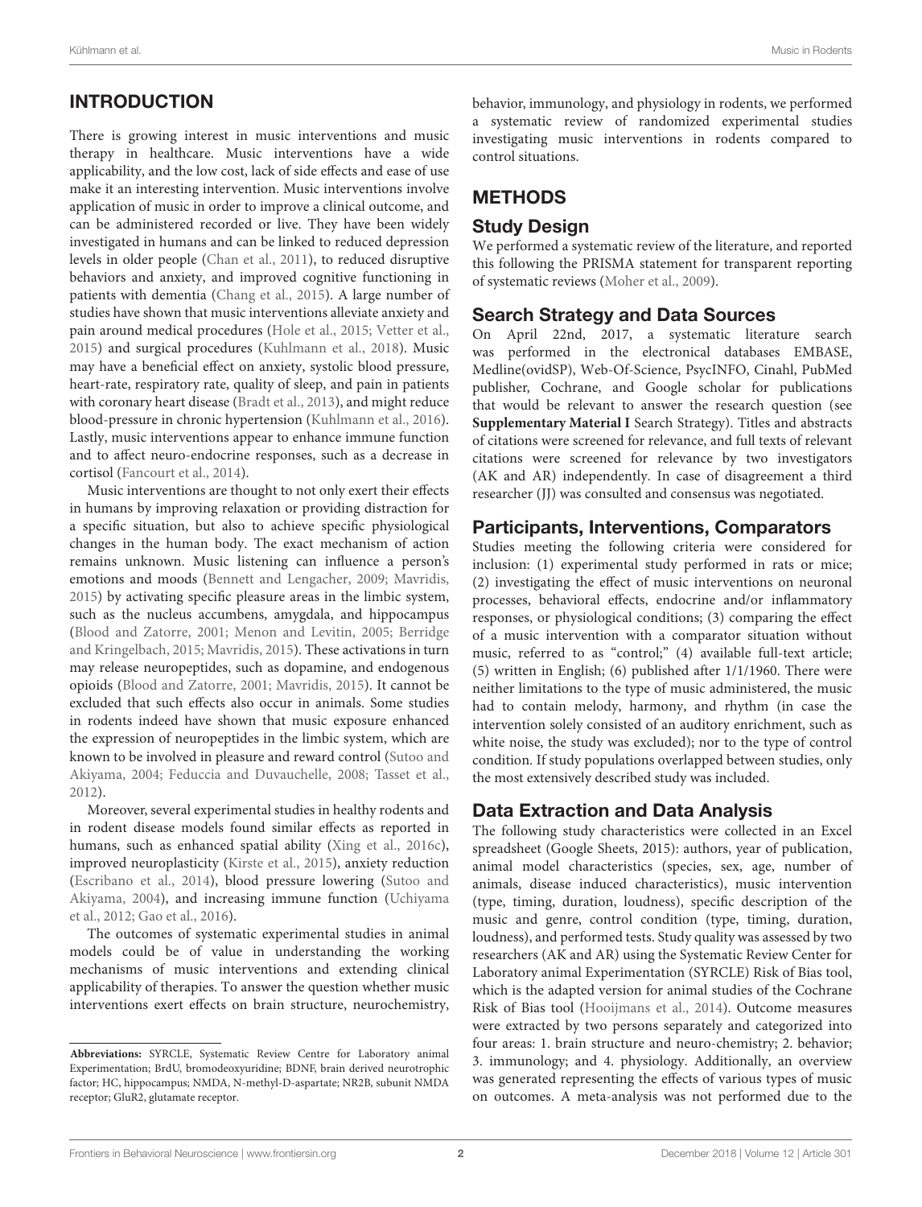## INTRODUCTION

There is growing interest in music interventions and music therapy in healthcare. Music interventions have a wide applicability, and the low cost, lack of side effects and ease of use make it an interesting intervention. Music interventions involve application of music in order to improve a clinical outcome, and can be administered recorded or live. They have been widely investigated in humans and can be linked to reduced depression levels in older people (Chan et al., 2011), to reduced disruptive behaviors and anxiety, and improved cognitive functioning in patients with dementia (Chang et al., 2015). A large number of studies have shown that music interventions alleviate anxiety and pain around medical procedures (Hole et al., 2015; Vetter et al., 2015) and surgical procedures (Kuhlmann et al., 2018). Music may have a beneficial effect on anxiety, systolic blood pressure, heart-rate, respiratory rate, quality of sleep, and pain in patients with coronary heart disease (Bradt et al., 2013), and might reduce blood-pressure in chronic hypertension (Kuhlmann et al., 2016). Lastly, music interventions appear to enhance immune function and to affect neuro-endocrine responses, such as a decrease in cortisol (Fancourt et al., 2014).

Music interventions are thought to not only exert their effects in humans by improving relaxation or providing distraction for a specific situation, but also to achieve specific physiological changes in the human body. The exact mechanism of action remains unknown. Music listening can influence a person's emotions and moods (Bennett and Lengacher, 2009; Mavridis, 2015) by activating specific pleasure areas in the limbic system, such as the nucleus accumbens, amygdala, and hippocampus (Blood and Zatorre, 2001; Menon and Levitin, 2005; Berridge and Kringelbach, 2015; Mavridis, 2015). These activations in turn may release neuropeptides, such as dopamine, and endogenous opioids (Blood and Zatorre, 2001; Mavridis, 2015). It cannot be excluded that such effects also occur in animals. Some studies in rodents indeed have shown that music exposure enhanced the expression of neuropeptides in the limbic system, which are known to be involved in pleasure and reward control (Sutoo and Akiyama, 2004; Feduccia and Duvauchelle, 2008; Tasset et al., 2012).

Moreover, several experimental studies in healthy rodents and in rodent disease models found similar effects as reported in humans, such as enhanced spatial ability (Xing et al., 2016c), improved neuroplasticity (Kirste et al., 2015), anxiety reduction (Escribano et al., 2014), blood pressure lowering (Sutoo and Akiyama, 2004), and increasing immune function (Uchiyama et al., 2012; Gao et al., 2016).

The outcomes of systematic experimental studies in animal models could be of value in understanding the working mechanisms of music interventions and extending clinical applicability of therapies. To answer the question whether music interventions exert effects on brain structure, neurochemistry, behavior, immunology, and physiology in rodents, we performed a systematic review of randomized experimental studies investigating music interventions in rodents compared to control situations.

## METHODS

### Study Design

We performed a systematic review of the literature, and reported this following the PRISMA statement for transparent reporting of systematic reviews (Moher et al., 2009).

### Search Strategy and Data Sources

On April 22nd, 2017, a systematic literature search was performed in the electronical databases EMBASE, Medline(ovidSP), Web-Of-Science, PsycINFO, Cinahl, PubMed publisher, Cochrane, and Google scholar for publications that would be relevant to answer the research question (see **Supplementary Material I** Search Strategy). Titles and abstracts of citations were screened for relevance, and full texts of relevant citations were screened for relevance by two investigators (AK and AR) independently. In case of disagreement a third researcher (JJ) was consulted and consensus was negotiated.

### Participants, Interventions, Comparators

Studies meeting the following criteria were considered for inclusion: (1) experimental study performed in rats or mice; (2) investigating the effect of music interventions on neuronal processes, behavioral effects, endocrine and/or inflammatory responses, or physiological conditions; (3) comparing the effect of a music intervention with a comparator situation without music, referred to as "control;" (4) available full-text article; (5) written in English; (6) published after 1/1/1960. There were neither limitations to the type of music administered, the music had to contain melody, harmony, and rhythm (in case the intervention solely consisted of an auditory enrichment, such as white noise, the study was excluded); nor to the type of control condition. If study populations overlapped between studies, only the most extensively described study was included.

### Data Extraction and Data Analysis

The following study characteristics were collected in an Excel spreadsheet (Google Sheets, 2015): authors, year of publication, animal model characteristics (species, sex, age, number of animals, disease induced characteristics), music intervention (type, timing, duration, loudness), specific description of the music and genre, control condition (type, timing, duration, loudness), and performed tests. Study quality was assessed by two researchers (AK and AR) using the Systematic Review Center for Laboratory animal Experimentation (SYRCLE) Risk of Bias tool, which is the adapted version for animal studies of the Cochrane Risk of Bias tool (Hooijmans et al., 2014). Outcome measures were extracted by two persons separately and categorized into four areas: 1. brain structure and neuro-chemistry; 2. behavior; 3. immunology; and 4. physiology. Additionally, an overview was generated representing the effects of various types of music on outcomes. A meta-analysis was not performed due to the

---

**Abbreviations:** SYRCLE, Systematic Review Centre for Laboratory animal Experimentation; BrdU, bromodeoxyuridine; BDNF, brain derived neurotrophic factor; HC, hippocampus; NMDA, N-methyl-D-aspartate; NR2B, subunit NMDA receptor; GluR2, glutamate receptor.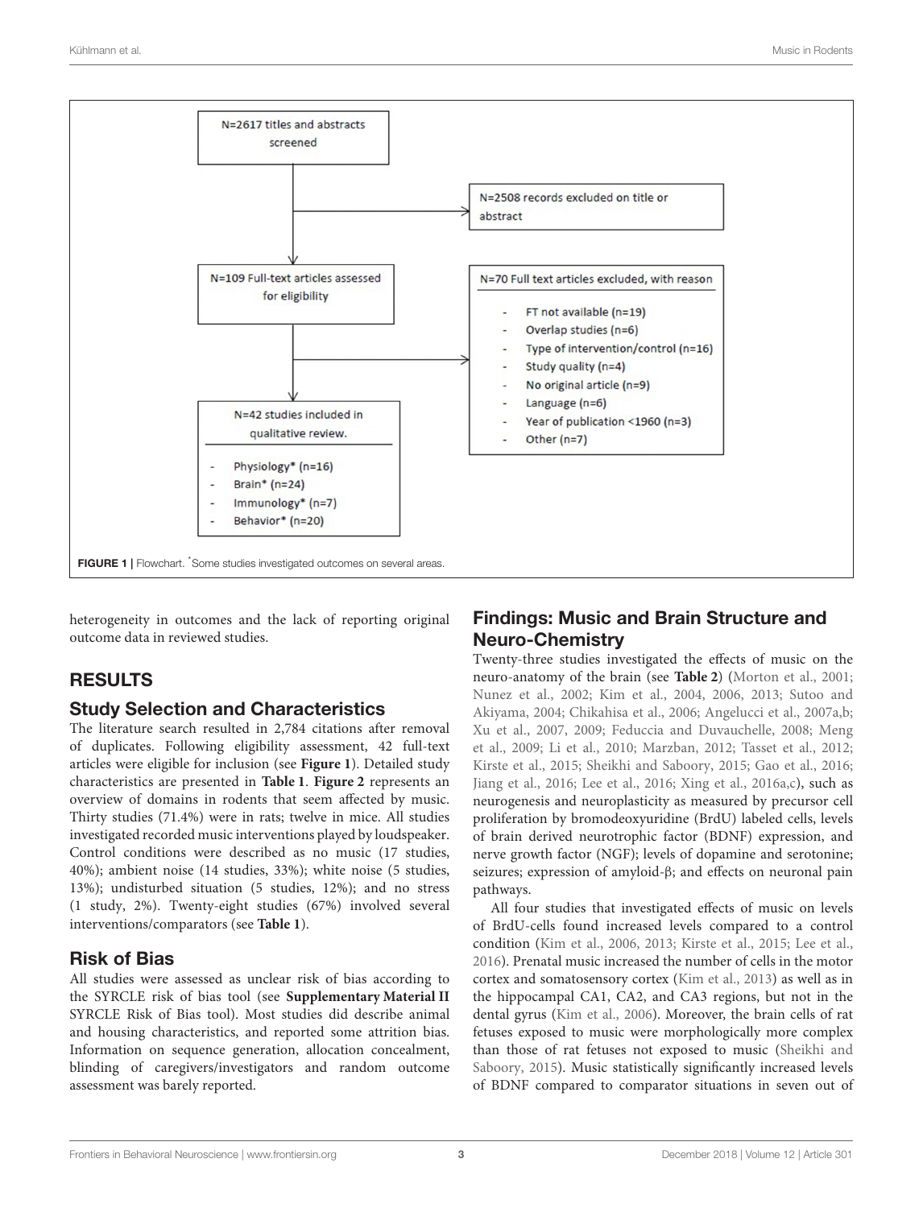N=2617 titles and abstracts screened

N=2508 records excluded on title or abstract

N=109 Full-text articles assessed for eligibility

N=70 Full text articles excluded, with reason

- FT not available (n=19)
- Overlap studies (n=6)
- Type of intervention/control (n=16)
- Study quality (n=4)
- No original article (n=9)
- Language (n=6)
- Year of publication <1960 (n=3)
- Other (n=7)

N=42 studies included in qualitative review.

- Physiology* (n=16)
- Brain* (n=24)
- Immunology* (n=7)
- Behavior* (n=20)

**FIGURE 1 |** Flowchart. *Some studies investigated outcomes on several areas.

heterogeneity in outcomes and the lack of reporting original outcome data in reviewed studies.

## RESULTS

### Study Selection and Characteristics

The literature search resulted in 2,784 citations after removal of duplicates. Following eligibility assessment, 42 full-text articles were eligible for inclusion (see **Figure 1**). Detailed study characteristics are presented in **Table 1**. **Figure 2** represents an overview of domains in rodents that seem affected by music. Thirty studies (71.4%) were in rats; twelve in mice. All studies investigated recorded music interventions played by loudspeaker. Control conditions were described as no music (17 studies, 40%); ambient noise (14 studies, 33%); white noise (5 studies, 13%); undisturbed situation (5 studies, 12%); and no stress (1 study, 2%). Twenty-eight studies (67%) involved several interventions/comparators (see **Table 1**).

### Risk of Bias

All studies were assessed as unclear risk of bias according to the SYRCLE risk of bias tool (see **Supplementary Material II** SYRCLE Risk of Bias tool). Most studies did describe animal and housing characteristics, and reported some attrition bias. Information on sequence generation, allocation concealment, blinding of caregivers/investigators and random outcome assessment was barely reported.

### Findings: Music and Brain Structure and Neuro-Chemistry

Twenty-three studies investigated the effects of music on the neuro-anatomy of the brain (see **Table 2**) (Morton et al., 2001; Nunez et al., 2002; Kim et al., 2004, 2006, 2013; Sutoo and Akiyama, 2004; Chikahisa et al., 2006; Angelucci et al., 2007a,b; Xu et al., 2007, 2009; Feduccia and Duvauchelle, 2008; Meng et al., 2009; Li et al., 2010; Marzban, 2012; Tasset et al., 2012; Kirste et al., 2015; Sheikhi and Saboory, 2015; Gao et al., 2016; Jiang et al., 2016; Lee et al., 2016; Xing et al., 2016a,c), such as neurogenesis and neuroplasticity as measured by precursor cell proliferation by bromodeoxyuridine (BrdU) labeled cells, levels of brain derived neurotrophic factor (BDNF) expression, and nerve growth factor (NGF); levels of dopamine and serotonine; seizures; expression of amyloid-β; and effects on neuronal pain pathways.

All four studies that investigated effects of music on levels of BrdU-cells found increased levels compared to a control condition (Kim et al., 2006, 2013; Kirste et al., 2015; Lee et al., 2016). Prenatal music increased the number of cells in the motor cortex and somatosensory cortex (Kim et al., 2013) as well as in the hippocampal CA1, CA2, and CA3 regions, but not in the dental gyrus (Kim et al., 2006). Moreover, the brain cells of rat fetuses exposed to music were morphologically more complex than those of rat fetuses not exposed to music (Sheikhi and Saboory, 2015). Music statistically significantly increased levels of BDNF compared to comparator situations in seven out of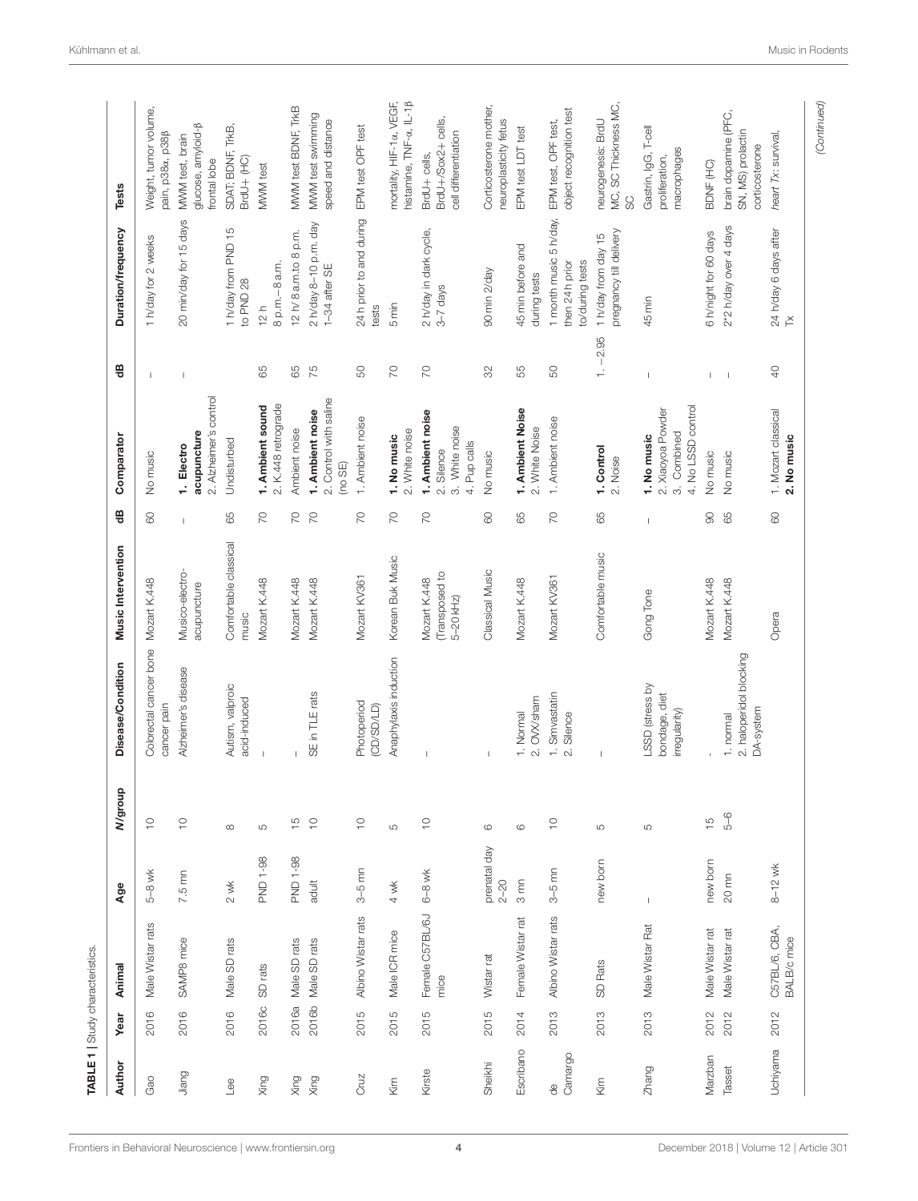**TABLE 1** | Study characteristics.

| Author | Year | Animal | Age | N/group | Disease/Condition | Music Intervention | dB | Comparator | dB | Duration/frequency | Tests |
|---|---|---|---|---|---|---|---|---|---|---|---|
| Gao | 2016 | Male Wistar rats | 5–8 wk | 10 | Colorectal cancer bone cancer pain | Mozart K.448 | 60 | No music | – | 1 h/day for 2 weeks | Weight, tumor volume, pain, p38α, p38β |
| Jiang | 2016 | SAMP8 mice | 7.5 mn | 10 | Alzheimer's disease | Musico-electro-acupuncture | – | **1. Electro acupuncture** 2. Alzheimer's control | – | 20 min/day for 15 days | MWM test, brain glucose, amyloid-β frontal lobe |
| Lee | 2016 | Male SD rats | 2 wk | 8 | Autism, valproic acid-induced | Comfortable classical music | 65 | Undisturbed | | 1 h/day from PND 15 to PND 28 | SDAT, BDNF, TrkB, BrdU+ (HC) |
| Xing | 2016c | SD rats | PND 1-98 | 5 | – | Mozart K.448 | 70 | **1. Ambient sound** 2. K.448 retrograde | 65 | 12 h 8 p.m.–8 a.m. | MWM test |
| Xing | 2016a | Male SD rats | PND 1-98 | 15 | – | Mozart K.448 | 70 | Ambient noise | 65 | 12 h/ 8 a.m.to 8 p.m. | MWM test BDNF, TrkB |
| Xing | 2016b | Male SD rats | adult | 10 | SE in TLE rats | Mozart K.448 | 70 | **1. Ambient noise** 2. Control with saline (no SE) | 75 | 2 h/day 8–10 p.m. day 1–34 after SE | MWM test swimming speed and distance |
| Cruz | 2015 | Albino Wistar rats | 3–5 mn | 10 | Photoperiod (CD/SD/LD) | Mozart KV361 | 70 | 1. Ambient noise | 50 | 24 h prior to and during tests | EPM test OPF test |
| Kim | 2015 | Male ICR mice | 4 wk | 5 | Anaphylaxis induction | Korean Buk Music | 70 | **1. No music** 2. White noise | 70 | 5 min | mortality, HIF-1α, VEGF, histamine, TNF-α, IL-1β |
| Kirste | 2015 | Female C57BL/6J mice | 6–8 wk | 10 | – | Mozart K.448 (Transposed to 5–20 kHz) | 70 | **1. Ambient noise** 2. Silence 3. White noise 4. Pup calls | 70 | 2 h/day in dark cycle, 3–7 days | BrdU+ cells, BrdU+/Sox2+ cells, cell differentiation |
| Sheikhi | 2015 | Wistar rat | prenatal day 2–20 | 6 | – | Classical Music | 60 | No music | 32 | 90 min 2/day | Corticosterone mother, neuroplasticity fetus |
| Escribano | 2014 | Female Wistar rat | 3 mn | 6 | 1. Normal 2. OVX/sham | Mozart K.448 | 65 | **1. Ambient Noise** 2. White Noise | 55 | 45 min before and during tests | EPM test LDT test |
| de Camargo | 2013 | Albino Wistar rats | 3–5 mn | 10 | 1. Simvastatin 2. Silence | Mozart KV361 | 70 | 1. Ambient noise | 50 | 1 month music 5 h/day, then 24 h prior to/during tests | EPM test, OPF test, object recognition test |
| Kim | 2013 | SD Rats | new born | 5 | – | Comfortable music | 65 | **1. Control** 2. Noise | 1. –2.95 | 1 h/day from day 15 pregnancy till delivery | neurogenesis: BrdU MC, SC Thickness MC, SC |
| Zhang | 2013 | Male Wistar Rat | – | 5 | LSSD (stress by bondage, diet irregularity) | Gong Tone | – | **1. No music** 2. Xiaoyoa Powder 3. Combined 4. No LSSD control | – | 45 min | Gastrin, IgG, T-cell proliferation, macrophages |
| Marzban | 2012 | Male Wistar rat | new born | 15 | - | Mozart K.448 | 90 | No music | – | 6 h/night for 60 days | BDNF (HC) |
| Tasset | 2012 | Male Wistar rat | 20 mn | 5–6 | 1. normal 2. haloperidol blocking DA-system | Mozart K.448 | 65 | No music | – | 2*2 h/day over 4 days | brain dopamine (PFC, SN, MS) prolactin corticosterone |
| Uchiyama | 2012 | C57BL/6, CBA, BALB/c mice | 8–12 wk | | | Opera | 60 | 1. Mozart classical **2. No music** | 40 | 24 h/day 6 days after Tx | heart Tx: survival, |

*(Continued)*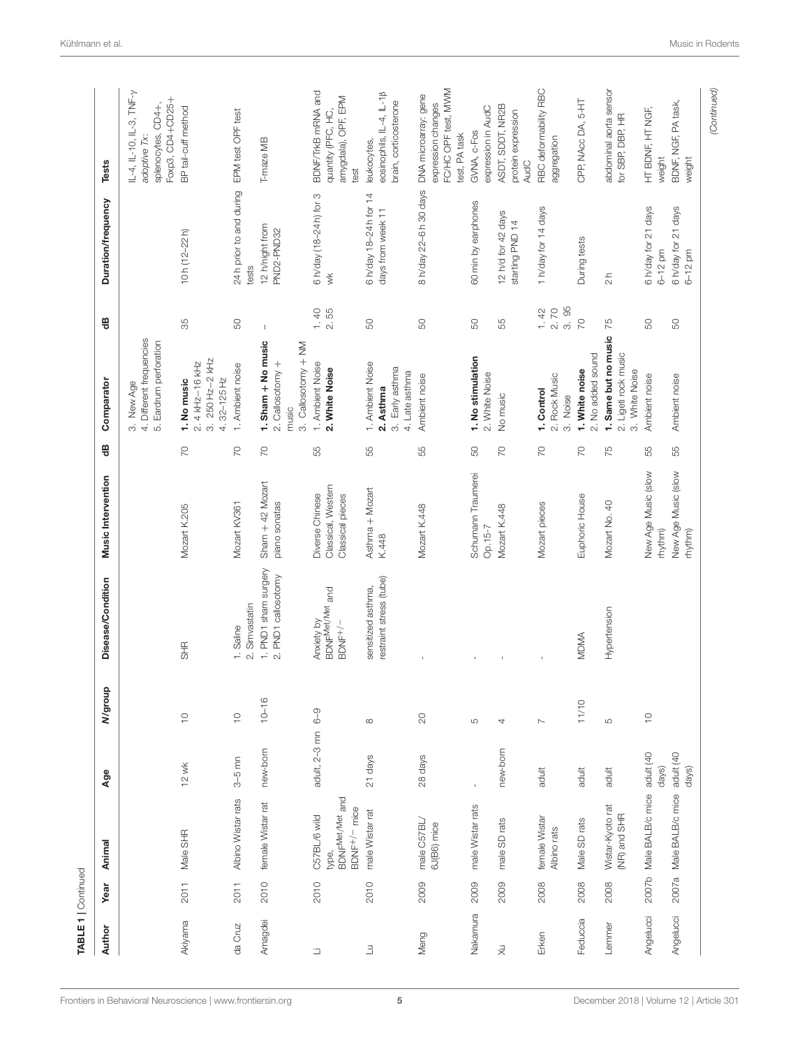TABLE 1 | Continued

| Author | Year | Animal | Age | N/group | Disease/Condition | Music Intervention | dB | Comparator | dB | Duration/frequency | Tests |
|---|---|---|---|---|---|---|---|---|---|---|---|
| | | | | | | | | 3. New Age<br>4. Different frequencies<br>5. Eardrum perforation | | | IL-4, IL-10, IL-3, TNF-γ<br>*adoptive Tx*:<br>splenocytes, CD4+,<br>Foxp3, CD4+CD25+ |
| Akiyama | 2011 | Male SHR | 12 wk | 10 | SHR | Mozart K.205 | 70 | **1. No music**<br>2. 4 kHz–16 kHz<br>3. 250 Hz–2 kHz<br>4. 32–125 Hz | 35 | 10 h (12–22 h) | BP tail-cuff method |
| da Cruz | 2011 | Albino Wistar rats | 3–5 mn | 10 | 1. Saline<br>2. Simvastatin | Mozart KV361 | 70 | 1. Ambient noise | 50 | 24 h prior to and during tests | EPM test OPF test |
| Amagdei | 2010 | female Wistar rat | new-born | 10–16 | 1. PND1 sham surgery<br>2. PND1 callosotomy | Sham + 42 Mozart piano sonatas | 70 | **1. Sham + No music**<br>2. Callosotomy + music<br>3. Callosotomy + NM | - | 12 h/night from PND2-PND32 | T-maze MB |
| Li | 2010 | C57BL/6 wild type, BDNF$^{Met/Met}$ and BDNF+/− mice | adult, 2–3 mn | 6–9 | Anxiety by BDNF$^{Met/Met}$ and BDNF+/− | Diverse Chinese Classical, Western Classical pieces | 55 | 1. Ambient Noise<br>**2. White Noise** | 1. 40<br>2. 55 | 6 h/day (18–24 h) for 3 wk | BDNF/TrkB mRNA and quantity (PFC, HC, amygdala), OPF, EPM test |
| Lu | 2010 | male Wistar rat | 21 days | 8 | sensitized asthma, restraint stress (tube) | Asthma + Mozart K.448 | 55 | 1. Ambient Noise<br>**2. Asthma**<br>3. Early asthma<br>4. Late asthma | 50 | 6 h/day 18–24 h for 14 days from week 11 | leukocytes, eosinophils, IL-4, IL-1β brain, corticosterone |
| Meng | 2009 | male C57BL/6J(B6) mice | 28 days | 20 | - | Mozart K.448 | 55 | Ambient noise | 50 | 8 h/day 22–6 h 30 days | DNA microarray: gene expression changes FC/HC OPF test, MWM test, PA task |
| Nakamura | 2009 | male Wistar rats | - | 5 | - | Schumann Traumerei Op.15-7 | 50 | **1. No stimulation**<br>2. White Noise | 50 | 60 min by earphones | GVNA, c-Fos expression in AudC |
| Xu | 2009 | male SD rats | new-born | 4 | - | Mozart K.448 | 70 | No music | 55 | 12 h/d for 42 days starting PND 14 | ASDT, SDDT, NR2B protein expression AudC |
| Erken | 2008 | female Wistar Albino rats | adult | 7 | - | Mozart pieces | 70 | **1. Control**<br>2. Rock Music<br>3. Noise | 1. 42<br>2. 70<br>3. 95 | 1 h/day for 14 days | RBC deformability RBC aggregation |
| Feduccia | 2008 | Male SD rats | adult | 11/10 | MDMA | Euphoric House | 70 | **1. White noise**<br>2. No added sound | 70 | During tests | CPP, NAcc DA, 5-HT |
| Lemmer | 2008 | Wistar-Kyoto rat (NR) and SHR | adult | 5 | Hypertension | Mozart No. 40 | 75 | **1. Same but no music**<br>2. Ligeti rock music<br>3. White Noise | 75 | 2 h | abdominal aorta sensor for SBP, DBP, HR |
| Angelucci | 2007b | Male BALB/c mice | adult (40 days) | 10 | | New Age Music (slow rhythm) | 55 | Ambient noise | 50 | 6 h/day for 21 days 6–12 pm | HT BDNF, HT NGF, weight |
| Angelucci | 2007a | Male BALB/c mice | adult (40 days) | | | New Age Music (slow rhythm) | 55 | Ambient noise | 50 | 6 h/day for 21 days 6–12 pm | BDNF, NGF, PA task, weight |

*(Continued)*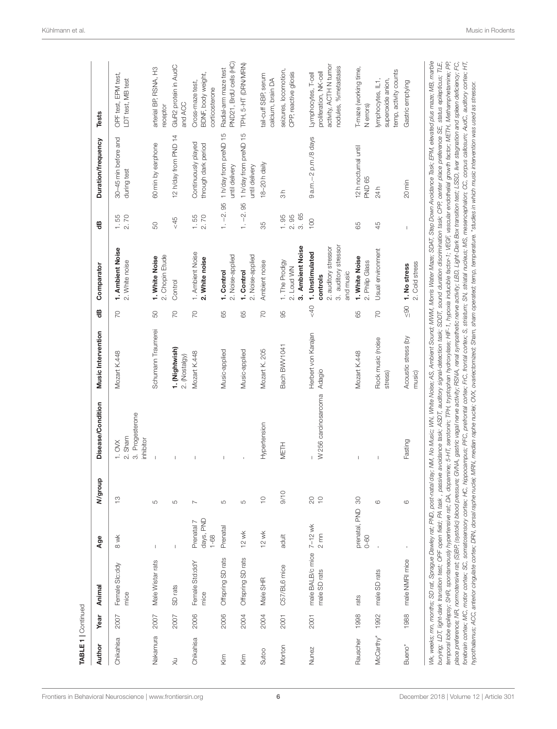**TABLE 1** | Continued

| Author | Year | Animal | Age | N/group | Disease/Condition | Music Intervention | dB | Comparator | dB | Duration/frequency | Tests |
|---|---|---|---|---|---|---|---|---|---|---|---|
| Chikahisa | 2007 | Female Slc:ddy mice | 8 wk | 13 | 1. OVX<br>2. Sham<br>3. Progesterone inhibitor | Mozart K.448 | 70 | **1. Ambient Noise**<br>2. White noise | 1. 55<br>2. 70 | 30–45 min before and during test | OPF test, EPM test, LDT test, MB test |
| Nakamura | 2007 | Male Wistar rats | – | 5 | – | Schumann Traumerei | 50 | **1. White Noise**<br>2. Chopin Etude | 50 | 60 min by earphone | arterial BP, RSNA, H3 receptor |
| Xu | 2007 | SD rats | – | 5 | – | **1. (Nightwish)**<br>2. (Nostalgy) | 70 | Control | <45 | 12 h/day from PND 14 | GluR2 protein in AudC and ACC |
| Chikahisa | 2006 | Female Std:ddY mice | Prenatal 7 days, PND 1-68 | 7 | – | Mozart K.448 | 70 | 1. Ambient Noise<br>**2. White noise** | 1. 55<br>2. 70 | Continuously played through dark period | Cross-maze test, BDNF, body weight, corticosterone |
| Kim | 2006 | Offspring SD rats | Prenatal | 5 | – | Music-applied | 65 | **1. Control**<br>2. Noise-applied | 1. –2. 95 | 1 h/day from preND 15 until delivery | Radial-arm maze test PND21, BrdU cells (HC) |
| Kim | 2004 | Offspring SD rats | 12 wk | 5 | - | Music-applied | 65 | **1. Control**<br>2. Noise-applied | 1. –2. 95 | 1 h/day from preND 15 until delivery | TPH, 5-HT (DRN/MRN) |
| Sutoo | 2004 | Male SHR | 12 wk | 10 | Hypertension | Mozart K. 205 | 70 | Ambient noise | 35 | 18–20 h daily | tail-cuff SBP, serum calcium, brain DA |
| Morton | 2001 | C57/BL6 mice | adult | 9/10 | METH | Bach BWV1041 | 95 | 1. The Prodigy<br>2. Loud WN<br>**3. Ambient Noise** | 1. 95<br>2. 95<br>3. 65 | 3 h | seizures, locomotion, CPP, reactive gliosis |
| Nunez | 2001 | male BALB/c mice<br>male SD rats | 7–12 wk<br>2 mn | 20<br>10 | –<br>W 256 carcinosarcoma | Herbert von Karajan Adagio | <40 | **1. Unstimulated controls**<br>2. auditory stressor<br>3. auditory stressor and music | 100 | 9 a.m.–2 p.m./8 days | Lymphocytes, T-cell proliferation, NK-cell activity, ACTH N tumor nodules, %metastasis |
| Rauscher | 1998 | rats | prenatal, PND 0-60 | 30 | – | Mozart K.448 | 65 | **1. White Noise**<br>2. Philip Glass | 65 | 12 h nocturnal until PND 65 | T-maze (working time, N errors) |
| McCarthy* | 1992 | male SD rats | - | 6 | – | Rock music (noise stress) | 70 | Usual environment | 45 | 24 h | lymphocytes, IL1, superoxide anion, temp, activity counts |
| Bueno* | 1988 | male NMRI mice | - | 6 | Fasting | Acoustic stress (by music) | ≤90 | **1. No stress**<br>2. Cold stress | – | 20 min | Gastric emptying |

*Wk, weeks; mn, months; SD rat, Sprague Dawley rat; PND, post-natal day; NM, No Music; WN, White Noise; AS, Ambient Sound; MWM, Morris Water Maze; SDAT, Step Down Avoidance Task; EPM, elevated plus maze; MB, marble burying; LDT, light-dark transition test; OPF open field; PA task , passive avoidance task; ASDT, auditory signal-detection task; SDDT, sound duration discrimination task; CPP, center place preference SE, status epilepticus; TLE, temporal lobe epilepsy; SHR, spontaneously hypertensive rat; DA, dopamine; 5-HT, serotonin; TPH, tryptophan hydroxylase; HIF-1, hypoxia inducible factor-1; VEGF, vascular endothelial growth factor; METH, Methamphetamine; PP, place preference; NR, normotensive rat; (S)BP, (systolic) blood pressure; GVNA, gastric vagal nerve activity; RSNA, renal sympathetic nerve activity; LBD, Light-Dark Box transition test; LSSD, liver stagnation and spleen deficiency; FC, forebrain cortex; MC, motor cortex; SC, somatosensory cortex; HC, hippocampus; PFC, prefrontal cortex; FrC, frontal cortex; S, striatum; SN, striatal nucleus; MS, mesencephalon; CC, corpus callosum; AudC, auditory cortex; HT, hypothalamus; ACC, anterior cingulate cortex; DRN, dorsal raphe nuclei; MRN, median raphe nuclei; OVX, ovariectomized; Sham, sham operated; temp, temperature. *studies in which music intervention was used as stressor.*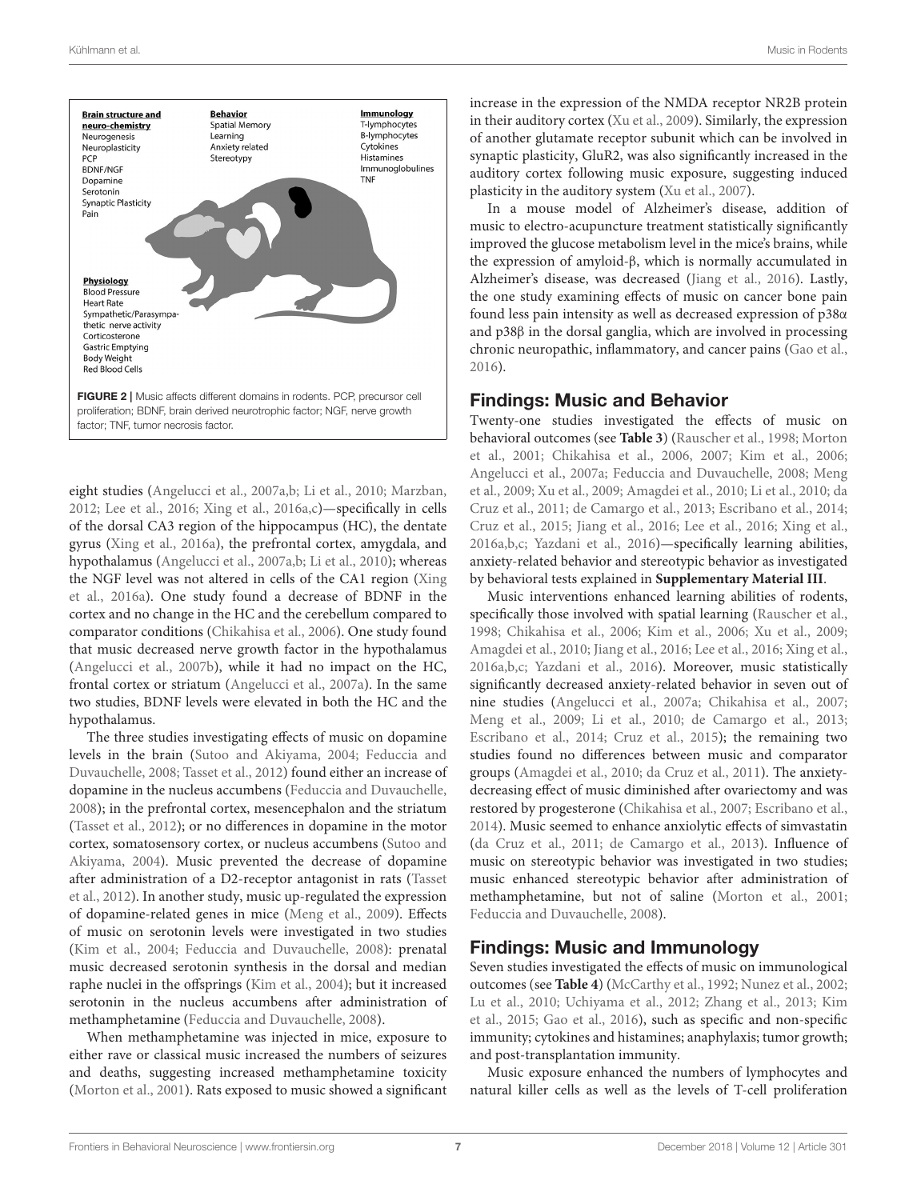**Brain structure and neuro-chemistry**
Neurogenesis
Neuroplasticity
PCP
BDNF/NGF
Dopamine
Serotonin
Synaptic Plasticity
Pain

**Behavior**
Spatial Memory
Learning
Anxiety related
Stereotypy

**Immunology**
T-lymphocytes
B-lymphocytes
Cytokines
Histamines
Immunoglobulines
TNF

**Physiology**
Blood Pressure
Heart Rate
Sympathetic/Parasympathetic nerve activity
Corticosterone
Gastric Emptying
Body Weight
Red Blood Cells

**FIGURE 2** | Music affects different domains in rodents. PCP, precursor cell proliferation; BDNF, brain derived neurotrophic factor; NGF, nerve growth factor; TNF, tumor necrosis factor.

eight studies (Angelucci et al., 2007a,b; Li et al., 2010; Marzban, 2012; Lee et al., 2016; Xing et al., 2016a,c)—specifically in cells of the dorsal CA3 region of the hippocampus (HC), the dentate gyrus (Xing et al., 2016a), the prefrontal cortex, amygdala, and hypothalamus (Angelucci et al., 2007a,b; Li et al., 2010); whereas the NGF level was not altered in cells of the CA1 region (Xing et al., 2016a). One study found a decrease of BDNF in the cortex and no change in the HC and the cerebellum compared to comparator conditions (Chikahisa et al., 2006). One study found that music decreased nerve growth factor in the hypothalamus (Angelucci et al., 2007b), while it had no impact on the HC, frontal cortex or striatum (Angelucci et al., 2007a). In the same two studies, BDNF levels were elevated in both the HC and the hypothalamus.

The three studies investigating effects of music on dopamine levels in the brain (Sutoo and Akiyama, 2004; Feduccia and Duvauchelle, 2008; Tasset et al., 2012) found either an increase of dopamine in the nucleus accumbens (Feduccia and Duvauchelle, 2008); in the prefrontal cortex, mesencephalon and the striatum (Tasset et al., 2012); or no differences in dopamine in the motor cortex, somatosensory cortex, or nucleus accumbens (Sutoo and Akiyama, 2004). Music prevented the decrease of dopamine after administration of a D2-receptor antagonist in rats (Tasset et al., 2012). In another study, music up-regulated the expression of dopamine-related genes in mice (Meng et al., 2009). Effects of music on serotonin levels were investigated in two studies (Kim et al., 2004; Feduccia and Duvauchelle, 2008): prenatal music decreased serotonin synthesis in the dorsal and median raphe nuclei in the offsprings (Kim et al., 2004); but it increased serotonin in the nucleus accumbens after administration of methamphetamine (Feduccia and Duvauchelle, 2008).

When methamphetamine was injected in mice, exposure to either rave or classical music increased the numbers of seizures and deaths, suggesting increased methamphetamine toxicity (Morton et al., 2001). Rats exposed to music showed a significant increase in the expression of the NMDA receptor NR2B protein in their auditory cortex (Xu et al., 2009). Similarly, the expression of another glutamate receptor subunit which can be involved in synaptic plasticity, GluR2, was also significantly increased in the auditory cortex following music exposure, suggesting induced plasticity in the auditory system (Xu et al., 2007).

In a mouse model of Alzheimer's disease, addition of music to electro-acupuncture treatment statistically significantly improved the glucose metabolism level in the mice's brains, while the expression of amyloid-β, which is normally accumulated in Alzheimer's disease, was decreased (Jiang et al., 2016). Lastly, the one study examining effects of music on cancer bone pain found less pain intensity as well as decreased expression of p38α and p38β in the dorsal ganglia, which are involved in processing chronic neuropathic, inflammatory, and cancer pains (Gao et al., 2016).

## Findings: Music and Behavior

Twenty-one studies investigated the effects of music on behavioral outcomes (see **Table 3**) (Rauscher et al., 1998; Morton et al., 2001; Chikahisa et al., 2006, 2007; Kim et al., 2006; Angelucci et al., 2007a; Feduccia and Duvauchelle, 2008; Meng et al., 2009; Xu et al., 2009; Amagdei et al., 2010; Li et al., 2010; da Cruz et al., 2011; de Camargo et al., 2013; Escribano et al., 2014; Cruz et al., 2015; Jiang et al., 2016; Lee et al., 2016; Xing et al., 2016a,b,c; Yazdani et al., 2016)—specifically learning abilities, anxiety-related behavior and stereotypic behavior as investigated by behavioral tests explained in **Supplementary Material III**.

Music interventions enhanced learning abilities of rodents, specifically those involved with spatial learning (Rauscher et al., 1998; Chikahisa et al., 2006; Kim et al., 2006; Xu et al., 2009; Amagdei et al., 2010; Jiang et al., 2016; Lee et al., 2016; Xing et al., 2016a,b,c; Yazdani et al., 2016). Moreover, music statistically significantly decreased anxiety-related behavior in seven out of nine studies (Angelucci et al., 2007a; Chikahisa et al., 2007; Meng et al., 2009; Li et al., 2010; de Camargo et al., 2013; Escribano et al., 2014; Cruz et al., 2015); the remaining two studies found no differences between music and comparator groups (Amagdei et al., 2010; da Cruz et al., 2011). The anxiety-decreasing effect of music diminished after ovariectomy and was restored by progesterone (Chikahisa et al., 2007; Escribano et al., 2014). Music seemed to enhance anxiolytic effects of simvastatin (da Cruz et al., 2011; de Camargo et al., 2013). Influence of music on stereotypic behavior was investigated in two studies; music enhanced stereotypic behavior after administration of methamphetamine, but not of saline (Morton et al., 2001; Feduccia and Duvauchelle, 2008).

## Findings: Music and Immunology

Seven studies investigated the effects of music on immunological outcomes (see **Table 4**) (McCarthy et al., 1992; Nunez et al., 2002; Lu et al., 2010; Uchiyama et al., 2012; Zhang et al., 2013; Kim et al., 2015; Gao et al., 2016), such as specific and non-specific immunity; cytokines and histamines; anaphylaxis; tumor growth; and post-transplantation immunity.

Music exposure enhanced the numbers of lymphocytes and natural killer cells as well as the levels of T-cell proliferation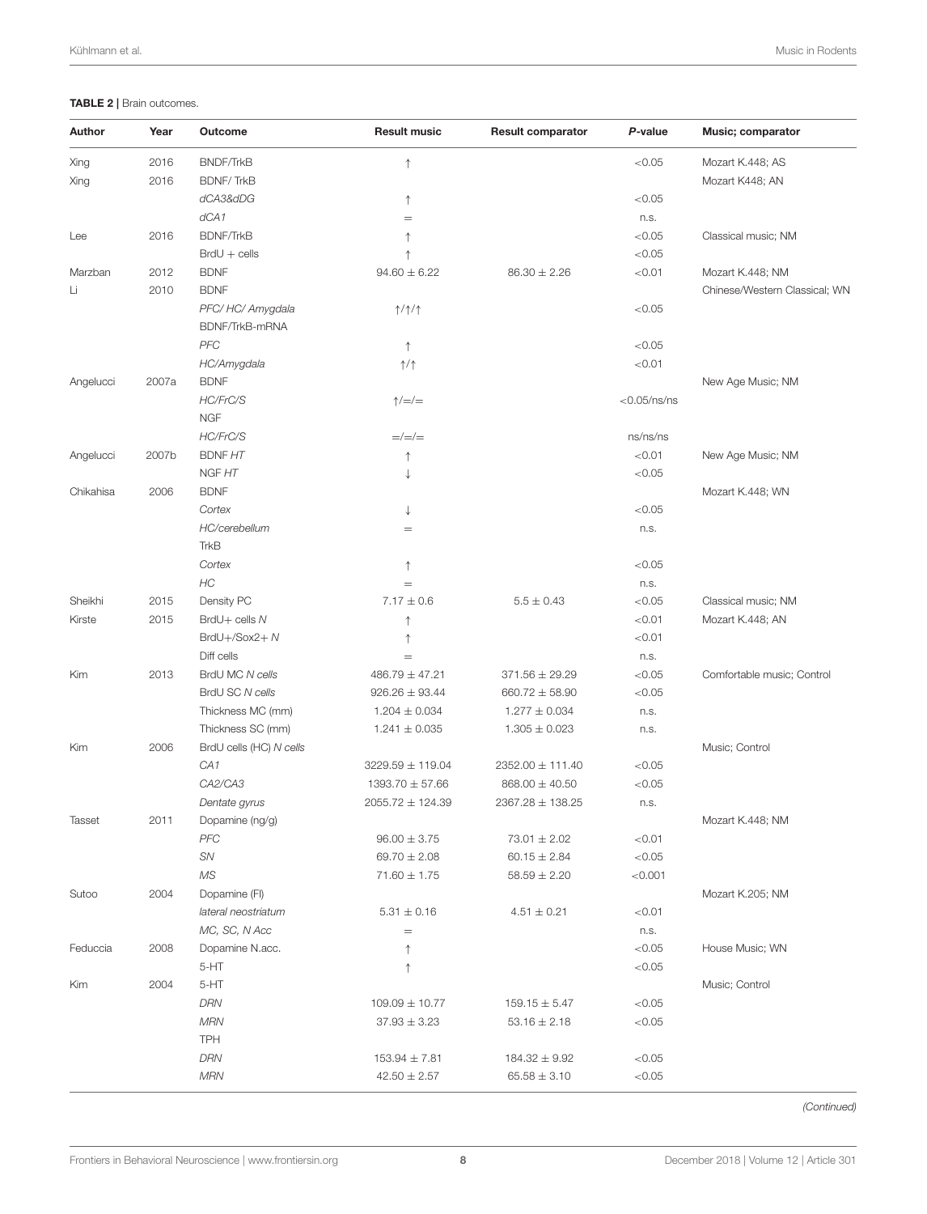**TABLE 2 |** Brain outcomes.

| Author | Year | Outcome | Result music | Result comparator | P-value | Music; comparator |
|---|---|---|---|---|---|---|
| Xing | 2016 | BNDF/TrkB | ↑ | | <0.05 | Mozart K.448; AS |
| Xing | 2016 | BDNF/ TrkB | | | | Mozart K448; AN |
| | | *dCA3&dDG* | ↑ | | <0.05 | |
| | | *dCA1* | = | | n.s. | |
| Lee | 2016 | BDNF/TrkB | ↑ | | <0.05 | Classical music; NM |
| | | BrdU + cells | ↑ | | <0.05 | |
| Marzban | 2012 | BDNF | 94.60 ± 6.22 | 86.30 ± 2.26 | <0.01 | Mozart K.448; NM |
| Li | 2010 | BDNF | | | | Chinese/Western Classical; WN |
| | | *PFC/ HC/ Amygdala* | ↑/↑/↑ | | <0.05 | |
| | | BDNF/TrkB-mRNA | | | | |
| | | *PFC* | ↑ | | <0.05 | |
| | | *HC/Amygdala* | ↑/↑ | | <0.01 | |
| Angelucci | 2007a | BDNF | | | | New Age Music; NM |
| | | *HC/FrC/S* | ↑/=/= | | <0.05/ns/ns | |
| | | NGF | | | | |
| | | *HC/FrC/S* | =/=/= | | ns/ns/ns | |
| Angelucci | 2007b | BDNF *HT* | ↑ | | <0.01 | New Age Music; NM |
| | | NGF *HT* | ↓ | | <0.05 | |
| Chikahisa | 2006 | BDNF | | | | Mozart K.448; WN |
| | | *Cortex* | ↓ | | <0.05 | |
| | | *HC/cerebellum* | = | | n.s. | |
| | | TrkB | | | | |
| | | *Cortex* | ↑ | | <0.05 | |
| | | *HC* | = | | n.s. | |
| Sheikhi | 2015 | Density PC | 7.17 ± 0.6 | 5.5 ± 0.43 | <0.05 | Classical music; NM |
| Kirste | 2015 | BrdU+ cells *N* | ↑ | | <0.01 | Mozart K.448; AN |
| | | BrdU+/Sox2+ *N* | ↑ | | <0.01 | |
| | | Diff cells | = | | n.s. | |
| Kim | 2013 | BrdU MC *N cells* | 486.79 ± 47.21 | 371.56 ± 29.29 | <0.05 | Comfortable music; Control |
| | | BrdU SC *N cells* | 926.26 ± 93.44 | 660.72 ± 58.90 | <0.05 | |
| | | Thickness MC (mm) | 1.204 ± 0.034 | 1.277 ± 0.034 | n.s. | |
| | | Thickness SC (mm) | 1.241 ± 0.035 | 1.305 ± 0.023 | n.s. | |
| Kim | 2006 | BrdU cells (HC) *N cells* | | | | Music; Control |
| | | *CA1* | 3229.59 ± 119.04 | 2352.00 ± 111.40 | <0.05 | |
| | | *CA2/CA3* | 1393.70 ± 57.66 | 868.00 ± 40.50 | <0.05 | |
| | | *Dentate gyrus* | 2055.72 ± 124.39 | 2367.28 ± 138.25 | n.s. | |
| Tasset | 2011 | Dopamine (ng/g) | | | | Mozart K.448; NM |
| | | *PFC* | 96.00 ± 3.75 | 73.01 ± 2.02 | <0.01 | |
| | | *SN* | 69.70 ± 2.08 | 60.15 ± 2.84 | <0.05 | |
| | | *MS* | 71.60 ± 1.75 | 58.59 ± 2.20 | <0.001 | |
| Sutoo | 2004 | Dopamine (FI) | | | | Mozart K.205; NM |
| | | *lateral neostriatum* | 5.31 ± 0.16 | 4.51 ± 0.21 | <0.01 | |
| | | *MC, SC, N Acc* | = | | n.s. | |
| Feduccia | 2008 | Dopamine N.acc. | ↑ | | <0.05 | House Music; WN |
| | | 5-HT | ↑ | | <0.05 | |
| Kim | 2004 | 5-HT | | | | Music; Control |
| | | *DRN* | 109.09 ± 10.77 | 159.15 ± 5.47 | <0.05 | |
| | | *MRN* | 37.93 ± 3.23 | 53.16 ± 2.18 | <0.05 | |
| | | TPH | | | | |
| | | *DRN* | 153.94 ± 7.81 | 184.32 ± 9.92 | <0.05 | |
| | | *MRN* | 42.50 ± 2.57 | 65.58 ± 3.10 | <0.05 | |

*(Continued)*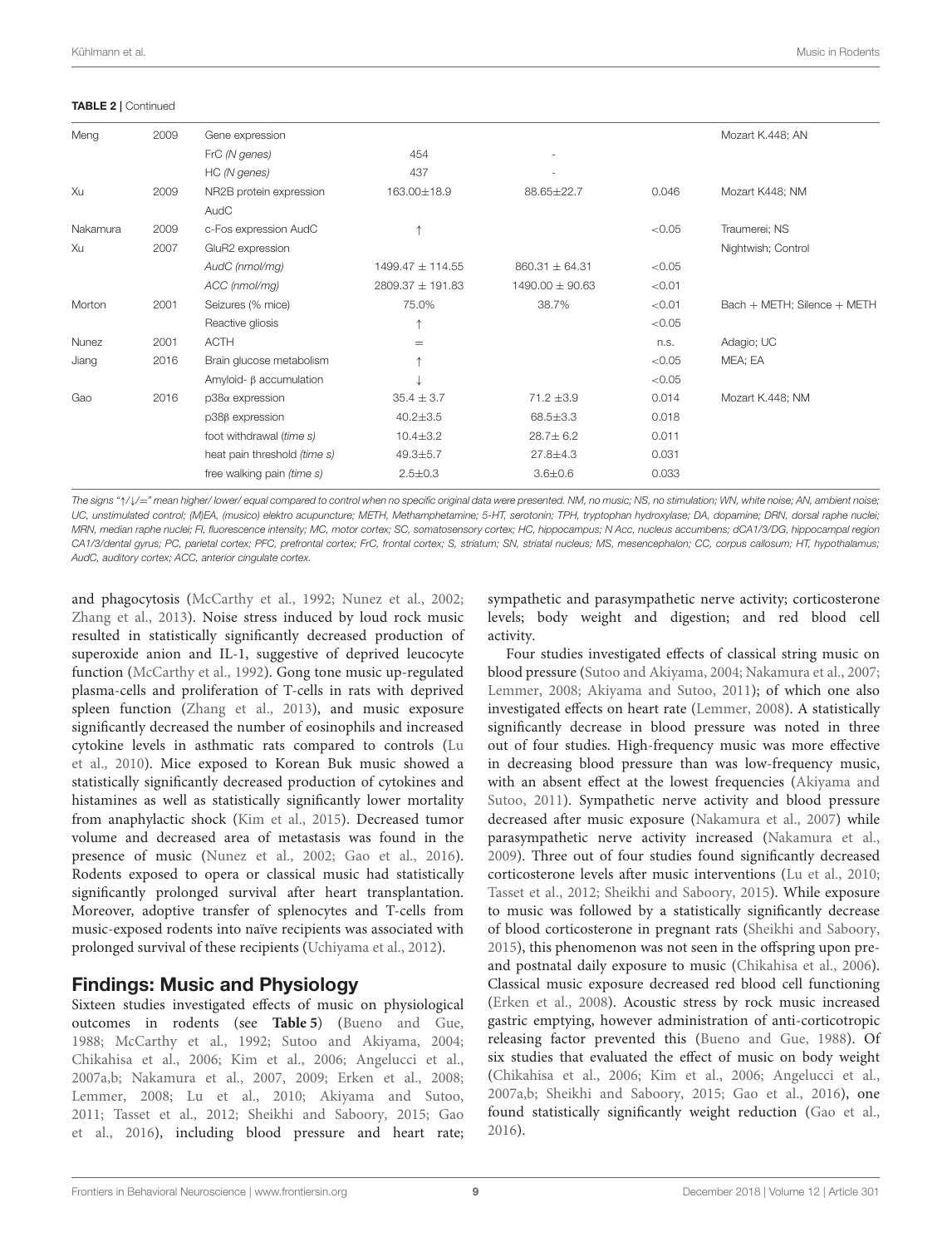**TABLE 2 |** Continued

| | | | | | | |
|---|---|---|---|---|---|---|
| Meng | 2009 | Gene expression | | | | Mozart K.448; AN |
| | | FrC *(N genes)* | 454 | - | | |
| | | HC *(N genes)* | 437 | - | | |
| Xu | 2009 | NR2B protein expression AudC | 163.00±18.9 | 88.65±22.7 | 0.046 | Mozart K448; NM |
| Nakamura | 2009 | c-Fos expression AudC | ↑ | | <0.05 | Traumerei; NS |
| Xu | 2007 | GluR2 expression | | | | Nightwish; Control |
| | | *AudC (nmol/mg)* | 1499.47 ± 114.55 | 860.31 ± 64.31 | <0.05 | |
| | | *ACC (nmol/mg)* | 2809.37 ± 191.83 | 1490.00 ± 90.63 | <0.01 | |
| Morton | 2001 | Seizures (% mice) | 75.0% | 38.7% | <0.01 | Bach + METH; Silence + METH |
| | | Reactive gliosis | ↑ | | <0.05 | |
| Nunez | 2001 | ACTH | = | | n.s. | Adagio; UC |
| Jiang | 2016 | Brain glucose metabolism | ↑ | | <0.05 | MEA; EA |
| | | Amyloid- β accumulation | ↓ | | <0.05 | |
| Gao | 2016 | p38α expression | 35.4 ± 3.7 | 71.2 ±3.9 | 0.014 | Mozart K.448; NM |
| | | p38β expression | 40.2±3.5 | 68.5±3.3 | 0.018 | |
| | | foot withdrawal *(time s)* | 10.4±3.2 | 28.7± 6.2 | 0.011 | |
| | | heat pain threshold *(time s)* | 49.3±5.7 | 27.8±4.3 | 0.031 | |
| | | free walking pain *(time s)* | 2.5±0.3 | 3.6±0.6 | 0.033 | |

*The signs "↑/↓/=" mean higher/ lower/ equal compared to control when no specific original data were presented. NM, no music; NS, no stimulation; WN, white noise; AN, ambient noise; UC, unstimulated control; (M)EA, (musico) elektro acupuncture; METH, Methamphetamine; 5-HT, serotonin; TPH, tryptophan hydroxylase; DA, dopamine; DRN, dorsal raphe nuclei; MRN, median raphe nuclei; FI, fluorescence intensity; MC, motor cortex; SC, somatosensory cortex; HC, hippocampus; N Acc, nucleus accumbens; dCA1/3/DG, hippocampal region CA1/3/dental gyrus; PC, parietal cortex; PFC, prefrontal cortex; FrC, frontal cortex; S, striatum; SN, striatal nucleus; MS, mesencephalon; CC, corpus callosum; HT, hypothalamus; AudC, auditory cortex; ACC, anterior cingulate cortex.*

and phagocytosis (McCarthy et al., 1992; Nunez et al., 2002; Zhang et al., 2013). Noise stress induced by loud rock music resulted in statistically significantly decreased production of superoxide anion and IL-1, suggestive of deprived leucocyte function (McCarthy et al., 1992). Gong tone music up-regulated plasma-cells and proliferation of T-cells in rats with deprived spleen function (Zhang et al., 2013), and music exposure significantly decreased the number of eosinophils and increased cytokine levels in asthmatic rats compared to controls (Lu et al., 2010). Mice exposed to Korean Buk music showed a statistically significantly decreased production of cytokines and histamines as well as statistically significantly lower mortality from anaphylactic shock (Kim et al., 2015). Decreased tumor volume and decreased area of metastasis was found in the presence of music (Nunez et al., 2002; Gao et al., 2016). Rodents exposed to opera or classical music had statistically significantly prolonged survival after heart transplantation. Moreover, adoptive transfer of splenocytes and T-cells from music-exposed rodents into naïve recipients was associated with prolonged survival of these recipients (Uchiyama et al., 2012).

## Findings: Music and Physiology

Sixteen studies investigated effects of music on physiological outcomes in rodents (see **Table 5**) (Bueno and Gue, 1988; McCarthy et al., 1992; Sutoo and Akiyama, 2004; Chikahisa et al., 2006; Kim et al., 2006; Angelucci et al., 2007a,b; Nakamura et al., 2007, 2009; Erken et al., 2008; Lemmer, 2008; Lu et al., 2010; Akiyama and Sutoo, 2011; Tasset et al., 2012; Sheikhi and Saboory, 2015; Gao et al., 2016), including blood pressure and heart rate; sympathetic and parasympathetic nerve activity; corticosterone levels; body weight and digestion; and red blood cell activity.

Four studies investigated effects of classical string music on blood pressure (Sutoo and Akiyama, 2004; Nakamura et al., 2007; Lemmer, 2008; Akiyama and Sutoo, 2011); of which one also investigated effects on heart rate (Lemmer, 2008). A statistically significantly decrease in blood pressure was noted in three out of four studies. High-frequency music was more effective in decreasing blood pressure than was low-frequency music, with an absent effect at the lowest frequencies (Akiyama and Sutoo, 2011). Sympathetic nerve activity and blood pressure decreased after music exposure (Nakamura et al., 2007) while parasympathetic nerve activity increased (Nakamura et al., 2009). Three out of four studies found significantly decreased corticosterone levels after music interventions (Lu et al., 2010; Tasset et al., 2012; Sheikhi and Saboory, 2015). While exposure to music was followed by a statistically significantly decrease of blood corticosterone in pregnant rats (Sheikhi and Saboory, 2015), this phenomenon was not seen in the offspring upon pre- and postnatal daily exposure to music (Chikahisa et al., 2006). Classical music exposure decreased red blood cell functioning (Erken et al., 2008). Acoustic stress by rock music increased gastric emptying, however administration of anti-corticotropic releasing factor prevented this (Bueno and Gue, 1988). Of six studies that evaluated the effect of music on body weight (Chikahisa et al., 2006; Kim et al., 2006; Angelucci et al., 2007a,b; Sheikhi and Saboory, 2015; Gao et al., 2016), one found statistically significantly weight reduction (Gao et al., 2016).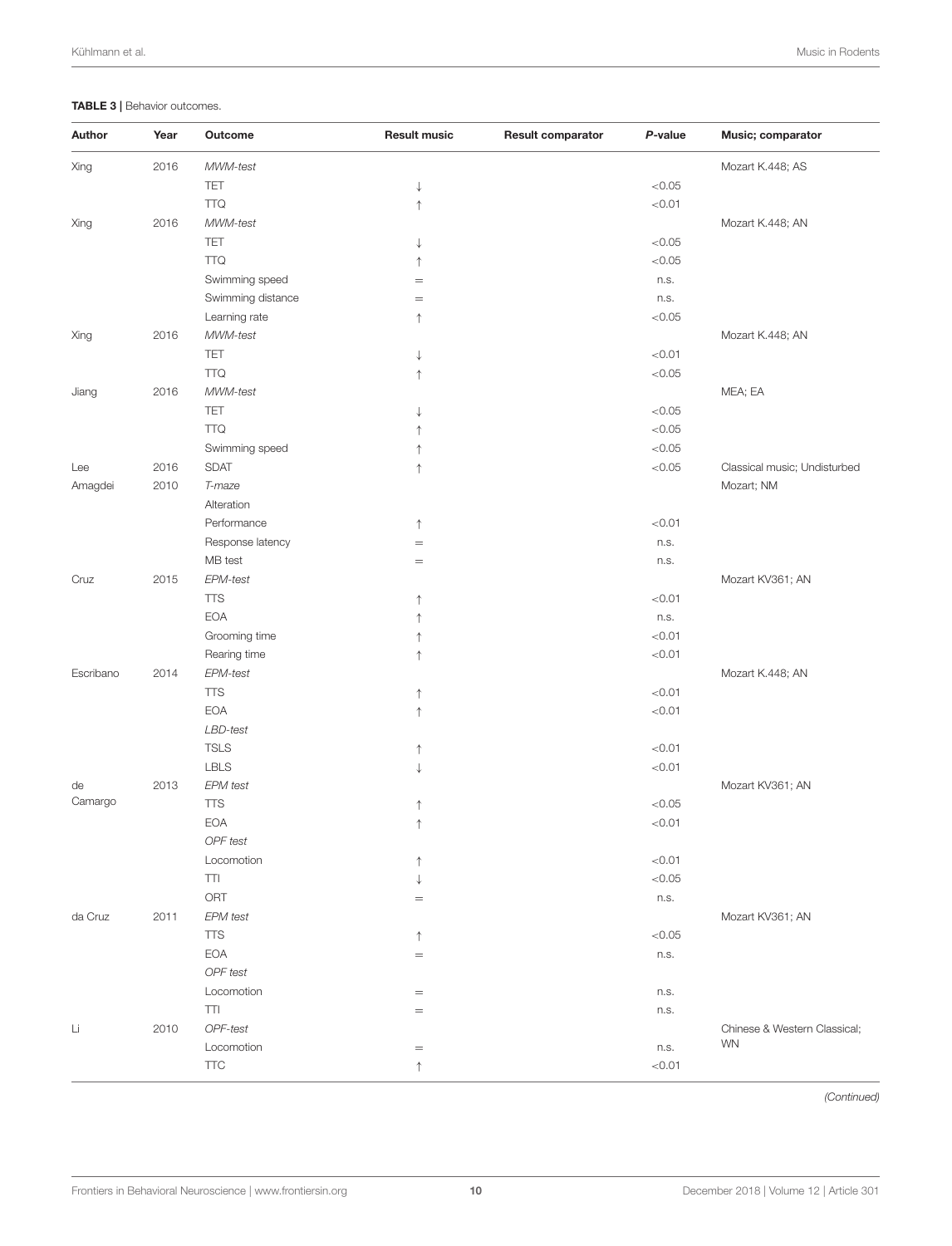**TABLE 3 |** Behavior outcomes.

| Author | Year | Outcome | Result music | Result comparator | *P*-value | Music; comparator |
|---|---|---|---|---|---|---|
| Xing | 2016 | *MWM-test* | | | | Mozart K.448; AS |
| | | TET | ↓ | | <0.05 | |
| | | TTQ | ↑ | | <0.01 | |
| Xing | 2016 | *MWM-test* | | | | Mozart K.448; AN |
| | | TET | ↓ | | <0.05 | |
| | | TTQ | ↑ | | <0.05 | |
| | | Swimming speed | = | | n.s. | |
| | | Swimming distance | = | | n.s. | |
| | | Learning rate | ↑ | | <0.05 | |
| Xing | 2016 | *MWM-test* | | | | Mozart K.448; AN |
| | | TET | ↓ | | <0.01 | |
| | | TTQ | ↑ | | <0.05 | |
| Jiang | 2016 | *MWM-test* | | | | MEA; EA |
| | | TET | ↓ | | <0.05 | |
| | | TTQ | ↑ | | <0.05 | |
| | | Swimming speed | ↑ | | <0.05 | |
| Lee | 2016 | SDAT | ↑ | | <0.05 | Classical music; Undisturbed |
| Amagdei | 2010 | *T-maze* | | | | Mozart; NM |
| | | Alteration | | | | |
| | | Performance | ↑ | | <0.01 | |
| | | Response latency | = | | n.s. | |
| | | MB test | = | | n.s. | |
| Cruz | 2015 | *EPM-test* | | | | Mozart KV361; AN |
| | | TTS | ↑ | | <0.01 | |
| | | EOA | ↑ | | n.s. | |
| | | Grooming time | ↑ | | <0.01 | |
| | | Rearing time | ↑ | | <0.01 | |
| Escribano | 2014 | *EPM-test* | | | | Mozart K.448; AN |
| | | TTS | ↑ | | <0.01 | |
| | | EOA | ↑ | | <0.01 | |
| | | *LBD-test* | | | | |
| | | TSLS | ↑ | | <0.01 | |
| | | LBLS | ↓ | | <0.01 | |
| de Camargo | 2013 | *EPM test* | | | | Mozart KV361; AN |
| | | TTS | ↑ | | <0.05 | |
| | | EOA | ↑ | | <0.01 | |
| | | *OPF test* | | | | |
| | | Locomotion | ↑ | | <0.01 | |
| | | TTI | ↓ | | <0.05 | |
| | | ORT | = | | n.s. | |
| da Cruz | 2011 | *EPM test* | | | | Mozart KV361; AN |
| | | TTS | ↑ | | <0.05 | |
| | | EOA | = | | n.s. | |
| | | *OPF test* | | | | |
| | | Locomotion | = | | n.s. | |
| | | TTI | = | | n.s. | |
| Li | 2010 | *OPF-test* | | | | Chinese & Western Classical; WN |
| | | Locomotion | = | | n.s. | |
| | | TTC | ↑ | | <0.01 | |

*(Continued)*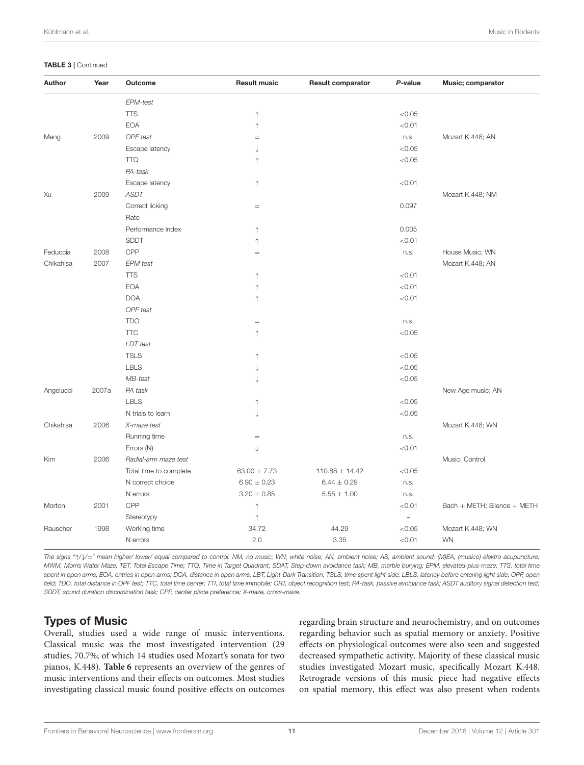**TABLE 3 |** Continued

| Author | Year | Outcome | Result music | Result comparator | *P*-value | Music; comparator |
|---|---|---|---|---|---|---|
| | | *EPM-test* | | | | |
| | | TTS | ↑ | | <0.05 | |
| | | EOA | ↑ | | <0.01 | |
| Meng | 2009 | *OPF test* | = | | n.s. | Mozart K.448; AN |
| | | Escape latency | ↓ | | <0.05 | |
| | | TTQ | ↑ | | <0.05 | |
| | | *PA-task* | | | | |
| | | Escape latency | ↑ | | <0.01 | |
| Xu | 2009 | *ASDT* | | | | Mozart K.448; NM |
| | | Correct licking | = | | 0.097 | |
| | | Rate | | | | |
| | | Performance index | ↑ | | 0.005 | |
| | | SDDT | ↑ | | <0.01 | |
| Feduccia | 2008 | CPP | = | | n.s. | House Music; WN |
| Chikahisa | 2007 | *EPM test* | | | | Mozart K.448; AN |
| | | TTS | ↑ | | <0.01 | |
| | | EOA | ↑ | | <0.01 | |
| | | DOA | ↑ | | <0.01 | |
| | | *OPF test* | | | | |
| | | TDO | = | | n.s. | |
| | | TTC | ↑ | | <0.05 | |
| | | *LDT test* | | | | |
| | | TSLS | ↑ | | <0.05 | |
| | | LBLS | ↓ | | <0.05 | |
| | | *MB-test* | ↓ | | <0.05 | |
| Angelucci | 2007a | *PA task* | | | | New Age music; AN |
| | | LBLS | ↑ | | <0.05 | |
| | | N trials to learn | ↓ | | <0.05 | |
| Chikahisa | 2006 | *X-maze test* | | | | Mozart K.448; WN |
| | | Running time | = | | n.s. | |
| | | Errors (N) | ↓ | | <0.01 | |
| Kim | 2006 | *Radial-arm maze test* | | | | Music; Control |
| | | Total time to complete | 63.00 ± 7.73 | 110.88 ± 14.42 | <0.05 | |
| | | N correct choice | 6.90 ± 0.23 | 6.44 ± 0.29 | n.s. | |
| | | N errors | 3.20 ± 0.85 | 5.55 ± 1.00 | n.s. | |
| Morton | 2001 | CPP | ↑ | | <0.01 | Bach + METH; Silence + METH |
| | | Stereotypy | ↑ | | – | |
| Rauscher | 1998 | Working time | 34.72 | 44.29 | <0.05 | Mozart K.448; WN |
| | | N errors | 2.0 | 3.35 | <0.01 | WN |

*The signs "↑/↓/=" mean higher/ lower/ equal compared to control. NM, no music; WN, white noise; AN, ambient noise; AS, ambient sound; (M)EA, (musico) elektro acupuncture; MWM, Morris Water Maze; TET, Total Escape Time; TTQ, Time in Target Quadrant; SDAT, Step-down avoidance task; MB, marble burying; EPM, elevated-plus-maze; TTS, total time spent in open arms; EOA, entries in open arms; DOA, distance in open arms; LBT, Light-Dark Transition; TSLS, time spent light side; LBLS, latency before entering light side; OPF, open field; TDO, total distance in OPF test; TTC, total time center; TTI, total time immobile; ORT, object recognition test; PA-task, passive avoidance task; ASDT auditory signal detection test; SDDT, sound duration discrimination task; CPP, center place preference; X-maze, cross-maze.*

## Types of Music

Overall, studies used a wide range of music interventions. Classical music was the most investigated intervention (29 studies, 70.7%; of which 14 studies used Mozart's sonata for two pianos, K.448). **Table 6** represents an overview of the genres of music interventions and their effects on outcomes. Most studies investigating classical music found positive effects on outcomes regarding brain structure and neurochemistry, and on outcomes regarding behavior such as spatial memory or anxiety. Positive effects on physiological outcomes were also seen and suggested decreased sympathetic activity. Majority of these classical music studies investigated Mozart music, specifically Mozart K.448. Retrograde versions of this music piece had negative effects on spatial memory, this effect was also present when rodents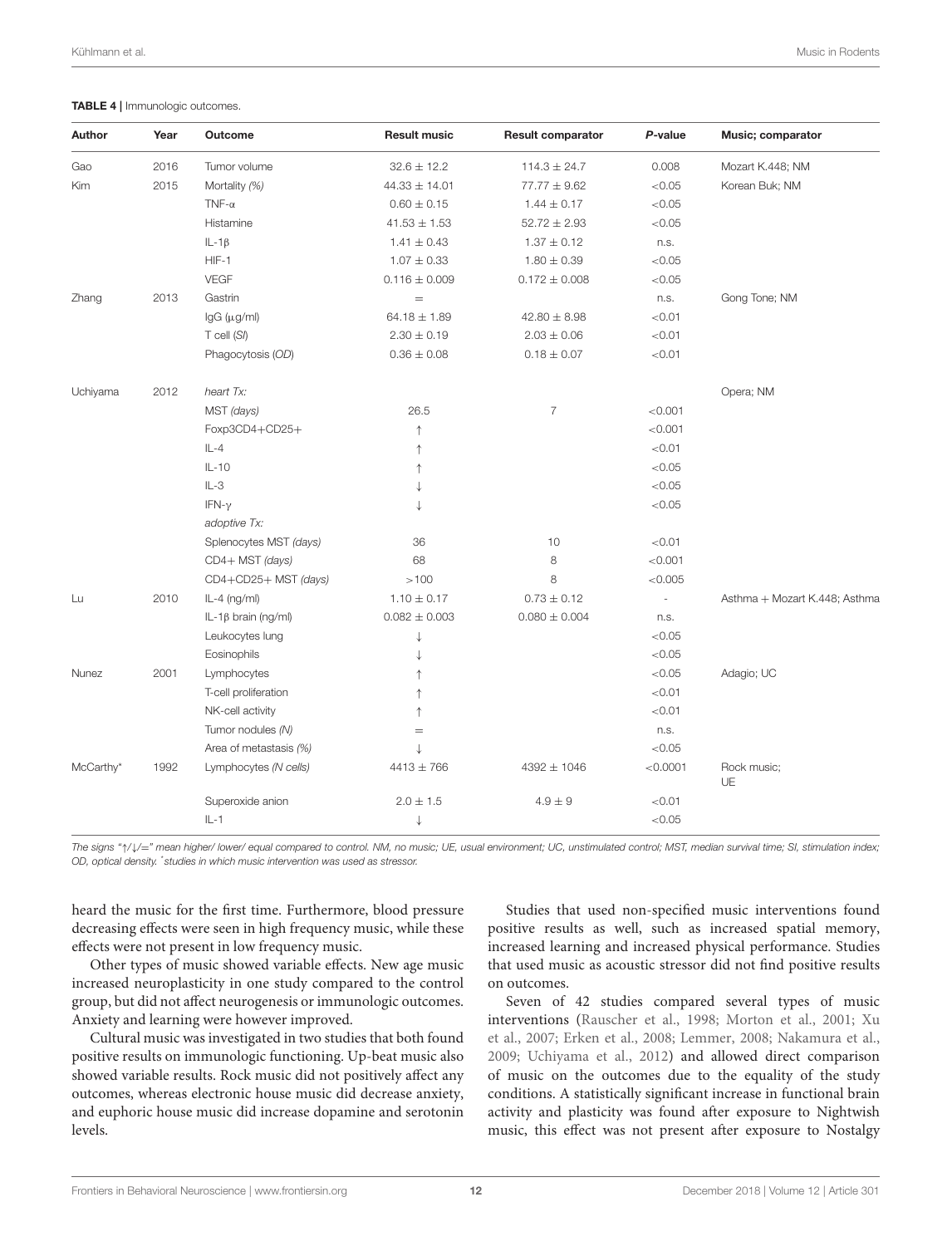**TABLE 4** | Immunologic outcomes.

| Author | Year | Outcome | Result music | Result comparator | *P*-value | Music; comparator |
|---|---|---|---|---|---|---|
| Gao | 2016 | Tumor volume | 32.6 ± 12.2 | 114.3 ± 24.7 | 0.008 | Mozart K.448; NM |
| Kim | 2015 | Mortality *(%)* | 44.33 ± 14.01 | 77.77 ± 9.62 | <0.05 | Korean Buk; NM |
| | | TNF-α | 0.60 ± 0.15 | 1.44 ± 0.17 | <0.05 | |
| | | Histamine | 41.53 ± 1.53 | 52.72 ± 2.93 | <0.05 | |
| | | IL-1β | 1.41 ± 0.43 | 1.37 ± 0.12 | n.s. | |
| | | HIF-1 | 1.07 ± 0.33 | 1.80 ± 0.39 | <0.05 | |
| | | VEGF | 0.116 ± 0.009 | 0.172 ± 0.008 | <0.05 | |
| Zhang | 2013 | Gastrin | = | | n.s. | Gong Tone; NM |
| | | IgG (μg/ml) | 64.18 ± 1.89 | 42.80 ± 8.98 | <0.01 | |
| | | T cell *(SI)* | 2.30 ± 0.19 | 2.03 ± 0.06 | <0.01 | |
| | | Phagocytosis *(OD)* | 0.36 ± 0.08 | 0.18 ± 0.07 | <0.01 | |
| Uchiyama | 2012 | *heart Tx:* | | | | Opera; NM |
| | | MST *(days)* | 26.5 | 7 | <0.001 | |
| | | Foxp3CD4+CD25+ | ↑ | | <0.001 | |
| | | IL-4 | ↑ | | <0.01 | |
| | | IL-10 | ↑ | | <0.05 | |
| | | IL-3 | ↓ | | <0.05 | |
| | | IFN-γ | ↓ | | <0.05 | |
| | | *adoptive Tx:* | | | | |
| | | Splenocytes MST *(days)* | 36 | 10 | <0.01 | |
| | | CD4+ MST *(days)* | 68 | 8 | <0.001 | |
| | | CD4+CD25+ MST *(days)* | >100 | 8 | <0.005 | |
| Lu | 2010 | IL-4 (ng/ml) | 1.10 ± 0.17 | 0.73 ± 0.12 | - | Asthma + Mozart K.448; Asthma |
| | | IL-1β brain (ng/ml) | 0.082 ± 0.003 | 0.080 ± 0.004 | n.s. | |
| | | Leukocytes lung | ↓ | | <0.05 | |
| | | Eosinophils | ↓ | | <0.05 | |
| Nunez | 2001 | Lymphocytes | ↑ | | <0.05 | Adagio; UC |
| | | T-cell proliferation | ↑ | | <0.01 | |
| | | NK-cell activity | ↑ | | <0.01 | |
| | | Tumor nodules *(N)* | = | | n.s. | |
| | | Area of metastasis *(%)* | ↓ | | <0.05 | |
| McCarthy* | 1992 | Lymphocytes *(N cells)* | 4413 ± 766 | 4392 ± 1046 | <0.0001 | Rock music; UE |
| | | Superoxide anion | 2.0 ± 1.5 | 4.9 ± 9 | <0.01 | |
| | | IL-1 | ↓ | | <0.05 | |

*The signs "↑/↓/=" mean higher/ lower/ equal compared to control. NM, no music; UE, usual environment; UC, unstimulated control; MST, median survival time; SI, stimulation index; OD, optical density. *studies in which music intervention was used as stressor.*

heard the music for the first time. Furthermore, blood pressure decreasing effects were seen in high frequency music, while these effects were not present in low frequency music.

Other types of music showed variable effects. New age music increased neuroplasticity in one study compared to the control group, but did not affect neurogenesis or immunologic outcomes. Anxiety and learning were however improved.

Cultural music was investigated in two studies that both found positive results on immunologic functioning. Up-beat music also showed variable results. Rock music did not positively affect any outcomes, whereas electronic house music did decrease anxiety, and euphoric house music did increase dopamine and serotonin levels.

Studies that used non-specified music interventions found positive results as well, such as increased spatial memory, increased learning and increased physical performance. Studies that used music as acoustic stressor did not find positive results on outcomes.

Seven of 42 studies compared several types of music interventions (Rauscher et al., 1998; Morton et al., 2001; Xu et al., 2007; Erken et al., 2008; Lemmer, 2008; Nakamura et al., 2009; Uchiyama et al., 2012) and allowed direct comparison of music on the outcomes due to the equality of the study conditions. A statistically significant increase in functional brain activity and plasticity was found after exposure to Nightwish music, this effect was not present after exposure to Nostalgy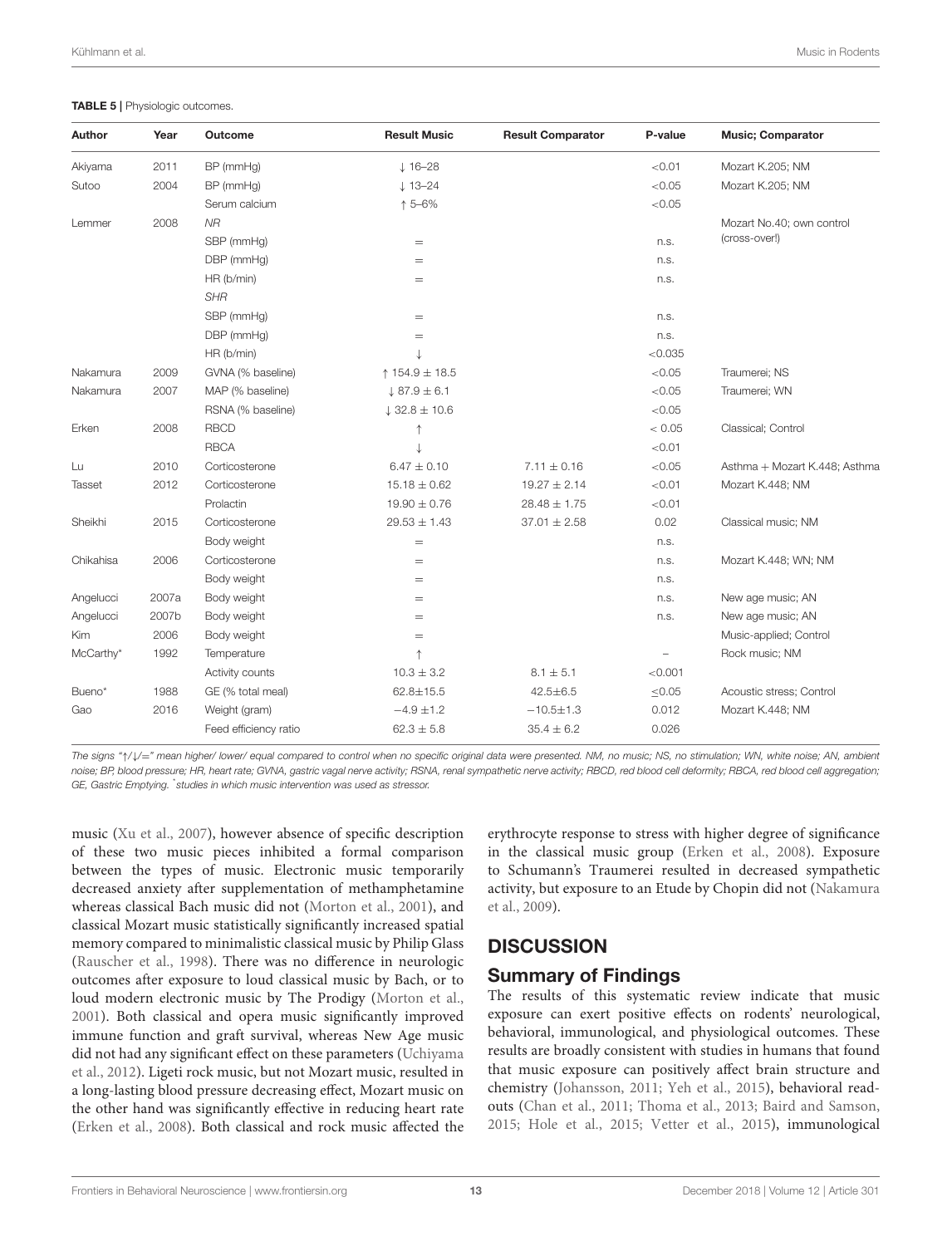**TABLE 5 |** Physiologic outcomes.

| Author | Year | Outcome | Result Music | Result Comparator | P-value | Music; Comparator |
|---|---|---|---|---|---|---|
| Akiyama | 2011 | BP (mmHg) | ↓ 16–28 | | <0.01 | Mozart K.205; NM |
| Sutoo | 2004 | BP (mmHg) | ↓ 13–24 | | <0.05 | Mozart K.205; NM |
| | | Serum calcium | ↑ 5–6% | | <0.05 | |
| Lemmer | 2008 | *NR* | | | | Mozart No.40; own control (cross-over!) |
| | | SBP (mmHg) | = | | n.s. | |
| | | DBP (mmHg) | = | | n.s. | |
| | | HR (b/min) | = | | n.s. | |
| | | *SHR* | | | | |
| | | SBP (mmHg) | = | | n.s. | |
| | | DBP (mmHg) | = | | n.s. | |
| | | HR (b/min) | ↓ | | <0.035 | |
| Nakamura | 2009 | GVNA (% baseline) | ↑ 154.9 ± 18.5 | | <0.05 | Traumerei; NS |
| Nakamura | 2007 | MAP (% baseline) | ↓ 87.9 ± 6.1 | | <0.05 | Traumerei; WN |
| | | RSNA (% baseline) | ↓ 32.8 ± 10.6 | | <0.05 | |
| Erken | 2008 | RBCD | ↑ | | < 0.05 | Classical; Control |
| | | RBCA | ↓ | | <0.01 | |
| Lu | 2010 | Corticosterone | 6.47 ± 0.10 | 7.11 ± 0.16 | <0.05 | Asthma + Mozart K.448; Asthma |
| Tasset | 2012 | Corticosterone | 15.18 ± 0.62 | 19.27 ± 2.14 | <0.01 | Mozart K.448; NM |
| | | Prolactin | 19.90 ± 0.76 | 28.48 ± 1.75 | <0.01 | |
| Sheikhi | 2015 | Corticosterone | 29.53 ± 1.43 | 37.01 ± 2.58 | 0.02 | Classical music; NM |
| | | Body weight | = | | n.s. | |
| Chikahisa | 2006 | Corticosterone | = | | n.s. | Mozart K.448; WN; NM |
| | | Body weight | = | | n.s. | |
| Angelucci | 2007a | Body weight | = | | n.s. | New age music; AN |
| Angelucci | 2007b | Body weight | = | | n.s. | New age music; AN |
| Kim | 2006 | Body weight | = | | | Music-applied; Control |
| McCarthy* | 1992 | Temperature | ↑ | | – | Rock music; NM |
| | | Activity counts | 10.3 ± 3.2 | 8.1 ± 5.1 | <0.001 | |
| Bueno* | 1988 | GE (% total meal) | 62.8±15.5 | 42.5±6.5 | ≤0.05 | Acoustic stress; Control |
| Gao | 2016 | Weight (gram) | −4.9 ±1.2 | −10.5±1.3 | 0.012 | Mozart K.448; NM |
| | | Feed efficiency ratio | 62.3 ± 5.8 | 35.4 ± 6.2 | 0.026 | |

*The signs "↑/↓/=" mean higher/ lower/ equal compared to control when no specific original data were presented. NM, no music; NS, no stimulation; WN, white noise; AN, ambient noise; BP, blood pressure; HR, heart rate; GVNA, gastric vagal nerve activity; RSNA, renal sympathetic nerve activity; RBCD, red blood cell deformity; RBCA, red blood cell aggregation; GE, Gastric Emptying. \*studies in which music intervention was used as stressor.*

music (Xu et al., 2007), however absence of specific description of these two music pieces inhibited a formal comparison between the types of music. Electronic music temporarily decreased anxiety after supplementation of methamphetamine whereas classical Bach music did not (Morton et al., 2001), and classical Mozart music statistically significantly increased spatial memory compared to minimalistic classical music by Philip Glass (Rauscher et al., 1998). There was no difference in neurologic outcomes after exposure to loud classical music by Bach, or to loud modern electronic music by The Prodigy (Morton et al., 2001). Both classical and opera music significantly improved immune function and graft survival, whereas New Age music did not had any significant effect on these parameters (Uchiyama et al., 2012). Ligeti rock music, but not Mozart music, resulted in a long-lasting blood pressure decreasing effect, Mozart music on the other hand was significantly effective in reducing heart rate (Erken et al., 2008). Both classical and rock music affected the erythrocyte response to stress with higher degree of significance in the classical music group (Erken et al., 2008). Exposure to Schumann's Traumerei resulted in decreased sympathetic activity, but exposure to an Etude by Chopin did not (Nakamura et al., 2009).

## DISCUSSION

### Summary of Findings

The results of this systematic review indicate that music exposure can exert positive effects on rodents' neurological, behavioral, immunological, and physiological outcomes. These results are broadly consistent with studies in humans that found that music exposure can positively affect brain structure and chemistry (Johansson, 2011; Yeh et al., 2015), behavioral read-outs (Chan et al., 2011; Thoma et al., 2013; Baird and Samson, 2015; Hole et al., 2015; Vetter et al., 2015), immunological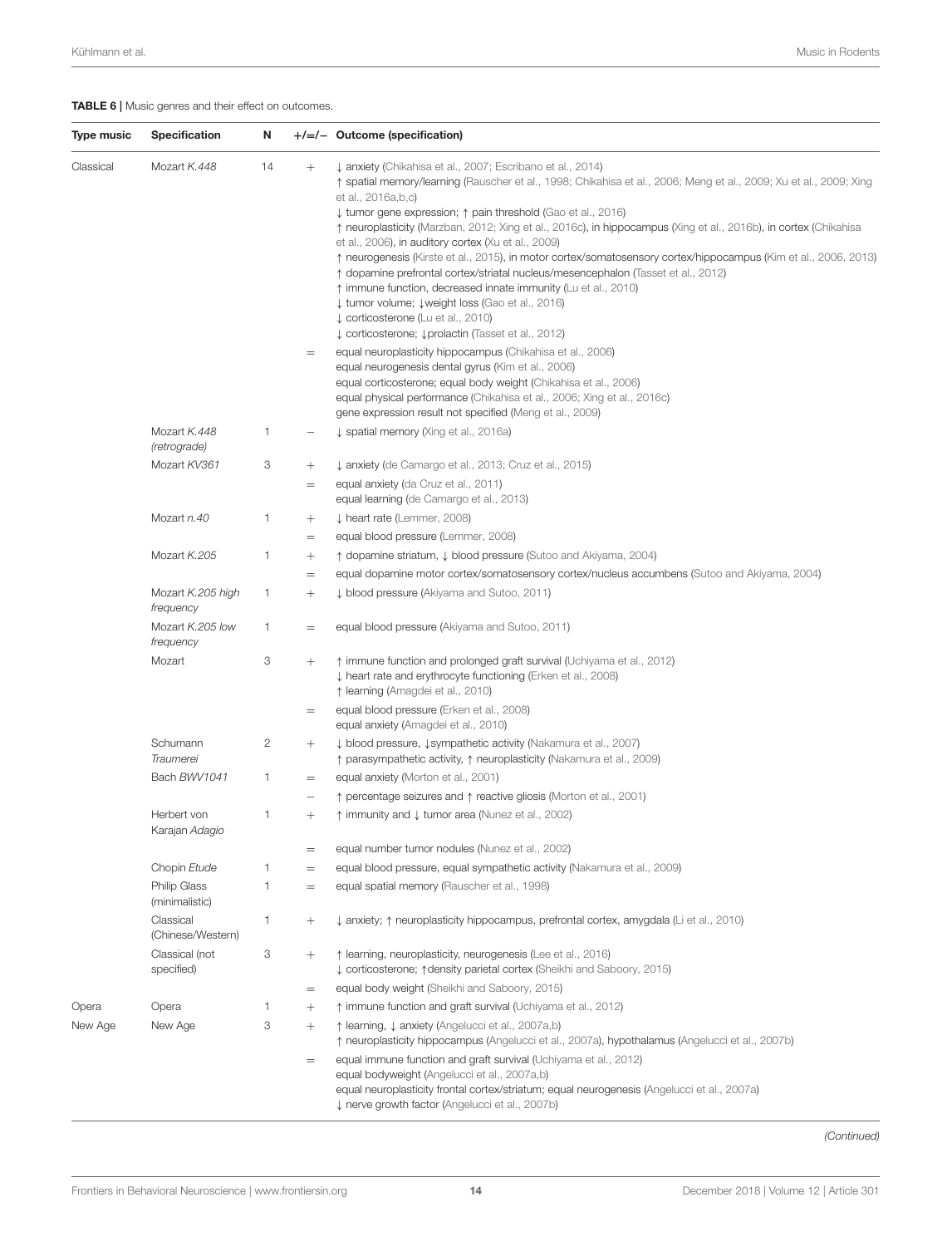**TABLE 6 |** Music genres and their effect on outcomes.

| Type music | Specification | N | +/=/− | Outcome (specification) |
|---|---|---|---|---|
| Classical | Mozart *K.448* | 14 | + | ↓ anxiety (Chikahisa et al., 2007; Escribano et al., 2014)<br>↑ spatial memory/learning (Rauscher et al., 1998; Chikahisa et al., 2006; Meng et al., 2009; Xu et al., 2009; Xing et al., 2016a,b,c)<br>↓ tumor gene expression; ↑ pain threshold (Gao et al., 2016)<br>↑ neuroplasticity (Marzban, 2012; Xing et al., 2016c), in hippocampus (Xing et al., 2016b), in cortex (Chikahisa et al., 2006), in auditory cortex (Xu et al., 2009)<br>↑ neurogenesis (Kirste et al., 2015), in motor cortex/somatosensory cortex/hippocampus (Kim et al., 2006, 2013)<br>↑ dopamine prefrontal cortex/striatal nucleus/mesencephalon (Tasset et al., 2012)<br>↑ immune function, decreased innate immunity (Lu et al., 2010)<br>↓ tumor volume; ↓weight loss (Gao et al., 2016)<br>↓ corticosterone (Lu et al., 2010)<br>↓ corticosterone; ↓prolactin (Tasset et al., 2012) |
| | | | = | equal neuroplasticity hippocampus (Chikahisa et al., 2006)<br>equal neurogenesis dental gyrus (Kim et al., 2006)<br>equal corticosterone; equal body weight (Chikahisa et al., 2006)<br>equal physical performance (Chikahisa et al., 2006; Xing et al., 2016c)<br>gene expression result not specified (Meng et al., 2009) |
| | Mozart *K.448 (retrograde)* | 1 | − | ↓ spatial memory (Xing et al., 2016a) |
| | Mozart *KV361* | 3 | + | ↓ anxiety (de Camargo et al., 2013; Cruz et al., 2015) |
| | | | = | equal anxiety (da Cruz et al., 2011)<br>equal learning (de Camargo et al., 2013) |
| | Mozart *n.40* | 1 | + | ↓ heart rate (Lemmer, 2008) |
| | | | = | equal blood pressure (Lemmer, 2008) |
| | Mozart *K.205* | 1 | + | ↑ dopamine striatum, ↓ blood pressure (Sutoo and Akiyama, 2004) |
| | | | = | equal dopamine motor cortex/somatosensory cortex/nucleus accumbens (Sutoo and Akiyama, 2004) |
| | Mozart *K.205 high frequency* | 1 | + | ↓ blood pressure (Akiyama and Sutoo, 2011) |
| | Mozart *K.205 low frequency* | 1 | = | equal blood pressure (Akiyama and Sutoo, 2011) |
| | Mozart | 3 | + | ↑ immune function and prolonged graft survival (Uchiyama et al., 2012)<br>↓ heart rate and erythrocyte functioning (Erken et al., 2008)<br>↑ learning (Amagdei et al., 2010) |
| | | | = | equal blood pressure (Erken et al., 2008)<br>equal anxiety (Amagdei et al., 2010) |
| | Schumann *Traumerei* | 2 | + | ↓ blood pressure, ↓sympathetic activity (Nakamura et al., 2007)<br>↑ parasympathetic activity, ↑ neuroplasticity (Nakamura et al., 2009) |
| | Bach *BWV1041* | 1 | = | equal anxiety (Morton et al., 2001) |
| | | | − | ↑ percentage seizures and ↑ reactive gliosis (Morton et al., 2001) |
| | Herbert von Karajan *Adagio* | 1 | + | ↑ immunity and ↓ tumor area (Nunez et al., 2002) |
| | | | = | equal number tumor nodules (Nunez et al., 2002) |
| | Chopin *Etude* | 1 | = | equal blood pressure, equal sympathetic activity (Nakamura et al., 2009) |
| | Philip Glass (minimalistic) | 1 | = | equal spatial memory (Rauscher et al., 1998) |
| | Classical (Chinese/Western) | 1 | + | ↓ anxiety; ↑ neuroplasticity hippocampus, prefrontal cortex, amygdala (Li et al., 2010) |
| | Classical (not specified) | 3 | + | ↑ learning, neuroplasticity, neurogenesis (Lee et al., 2016)<br>↓ corticosterone; ↑density parietal cortex (Sheikhi and Saboory, 2015) |
| | | | = | equal body weight (Sheikhi and Saboory, 2015) |
| Opera | Opera | 1 | + | ↑ immune function and graft survival (Uchiyama et al., 2012) |
| New Age | New Age | 3 | + | ↑ learning, ↓ anxiety (Angelucci et al., 2007a,b)<br>↑ neuroplasticity hippocampus (Angelucci et al., 2007a), hypothalamus (Angelucci et al., 2007b) |
| | | | = | equal immune function and graft survival (Uchiyama et al., 2012)<br>equal bodyweight (Angelucci et al., 2007a,b)<br>equal neuroplasticity frontal cortex/striatum; equal neurogenesis (Angelucci et al., 2007a)<br>↓ nerve growth factor (Angelucci et al., 2007b) |

*(Continued)*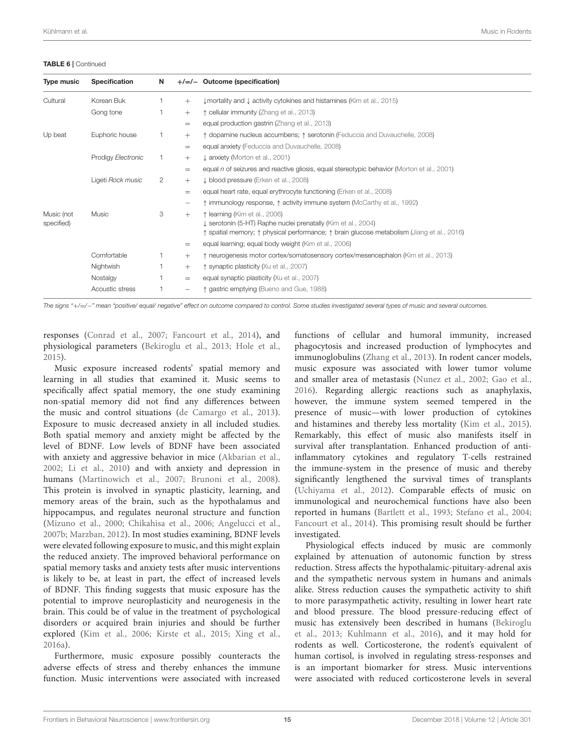**TABLE 6** | Continued

| Type music | Specification | N | +/=/− | Outcome (specification) |
|---|---|---|---|---|
| Cultural | Korean Buk | 1 | + | ↓mortality and ↓ activity cytokines and histamines (Kim et al., 2015) |
| | Gong tone | 1 | + | ↑ cellular immunity (Zhang et al., 2013) |
| | | | = | equal production gastrin (Zhang et al., 2013) |
| Up beat | Euphoric house | 1 | + | ↑ dopamine nucleus accumbens; ↑ serotonin (Feduccia and Duvauchelle, 2008) |
| | | | = | equal anxiety (Feduccia and Duvauchelle, 2008) |
| | Prodigy *Electronic* | 1 | + | ↓ anxiety (Morton et al., 2001) |
| | | | = | equal *n* of seizures and reactive gliosis, equal stereotypic behavior (Morton et al., 2001) |
| | Ligeti *Rock music* | 2 | + | ↓ blood pressure (Erken et al., 2008) |
| | | | = | equal heart rate, equal erythrocyte functioning (Erken et al., 2008) |
| | | | − | ↑ immunology response, ↑ activity immune system (McCarthy et al., 1992) |
| Music (not specified) | Music | 3 | + | ↑ learning (Kim et al., 2006)<br>↓ serotonin (5-HT) Raphe nuclei prenatally (Kim et al., 2004)<br>↑ spatial memory; ↑ physical performance; ↑ brain glucose metabolism (Jiang et al., 2016) |
| | | | = | equal learning; equal body weight (Kim et al., 2006) |
| | Comfortable | 1 | + | ↑ neurogenesis motor cortex/somatosensory cortex/mesencephalon (Kim et al., 2013) |
| | Nightwish | 1 | + | ↑ synaptic plasticity (Xu et al., 2007) |
| | Nostalgy | 1 | = | equal synaptic plasticity (Xu et al., 2007) |
| | Acoustic stress | 1 | − | ↑ gastric emptying (Bueno and Gue, 1988) |

The signs "+/=/−" mean "positive/ equal/ negative" effect on outcome compared to control. Some studies investigated several types of music and several outcomes.

responses (Conrad et al., 2007; Fancourt et al., 2014), and physiological parameters (Bekiroglu et al., 2013; Hole et al., 2015).

Music exposure increased rodents' spatial memory and learning in all studies that examined it. Music seems to specifically affect spatial memory, the one study examining non-spatial memory did not find any differences between the music and control situations (de Camargo et al., 2013). Exposure to music decreased anxiety in all included studies. Both spatial memory and anxiety might be affected by the level of BDNF. Low levels of BDNF have been associated with anxiety and aggressive behavior in mice (Akbarian et al., 2002; Li et al., 2010) and with anxiety and depression in humans (Martinowich et al., 2007; Brunoni et al., 2008). This protein is involved in synaptic plasticity, learning, and memory areas of the brain, such as the hypothalamus and hippocampus, and regulates neuronal structure and function (Mizuno et al., 2000; Chikahisa et al., 2006; Angelucci et al., 2007b; Marzban, 2012). In most studies examining, BDNF levels were elevated following exposure to music, and this might explain the reduced anxiety. The improved behavioral performance on spatial memory tasks and anxiety tests after music interventions is likely to be, at least in part, the effect of increased levels of BDNF. This finding suggests that music exposure has the potential to improve neuroplasticity and neurogenesis in the brain. This could be of value in the treatment of psychological disorders or acquired brain injuries and should be further explored (Kim et al., 2006; Kirste et al., 2015; Xing et al., 2016a).

Furthermore, music exposure possibly counteracts the adverse effects of stress and thereby enhances the immune function. Music interventions were associated with increased functions of cellular and humoral immunity, increased phagocytosis and increased production of lymphocytes and immunoglobulins (Zhang et al., 2013). In rodent cancer models, music exposure was associated with lower tumor volume and smaller area of metastasis (Nunez et al., 2002; Gao et al., 2016). Regarding allergic reactions such as anaphylaxis, however, the immune system seemed tempered in the presence of music—with lower production of cytokines and histamines and thereby less mortality (Kim et al., 2015). Remarkably, this effect of music also manifests itself in survival after transplantation. Enhanced production of anti-inflammatory cytokines and regulatory T-cells restrained the immune-system in the presence of music and thereby significantly lengthened the survival times of transplants (Uchiyama et al., 2012). Comparable effects of music on immunological and neurochemical functions have also been reported in humans (Bartlett et al., 1993; Stefano et al., 2004; Fancourt et al., 2014). This promising result should be further investigated.

Physiological effects induced by music are commonly explained by attenuation of autonomic function by stress reduction. Stress affects the hypothalamic-pituitary-adrenal axis and the sympathetic nervous system in humans and animals alike. Stress reduction causes the sympathetic activity to shift to more parasympathetic activity, resulting in lower heart rate and blood pressure. The blood pressure-reducing effect of music has extensively been described in humans (Bekiroglu et al., 2013; Kuhlmann et al., 2016), and it may hold for rodents as well. Corticosterone, the rodent's equivalent of human cortisol, is involved in regulating stress-responses and is an important biomarker for stress. Music interventions were associated with reduced corticosterone levels in several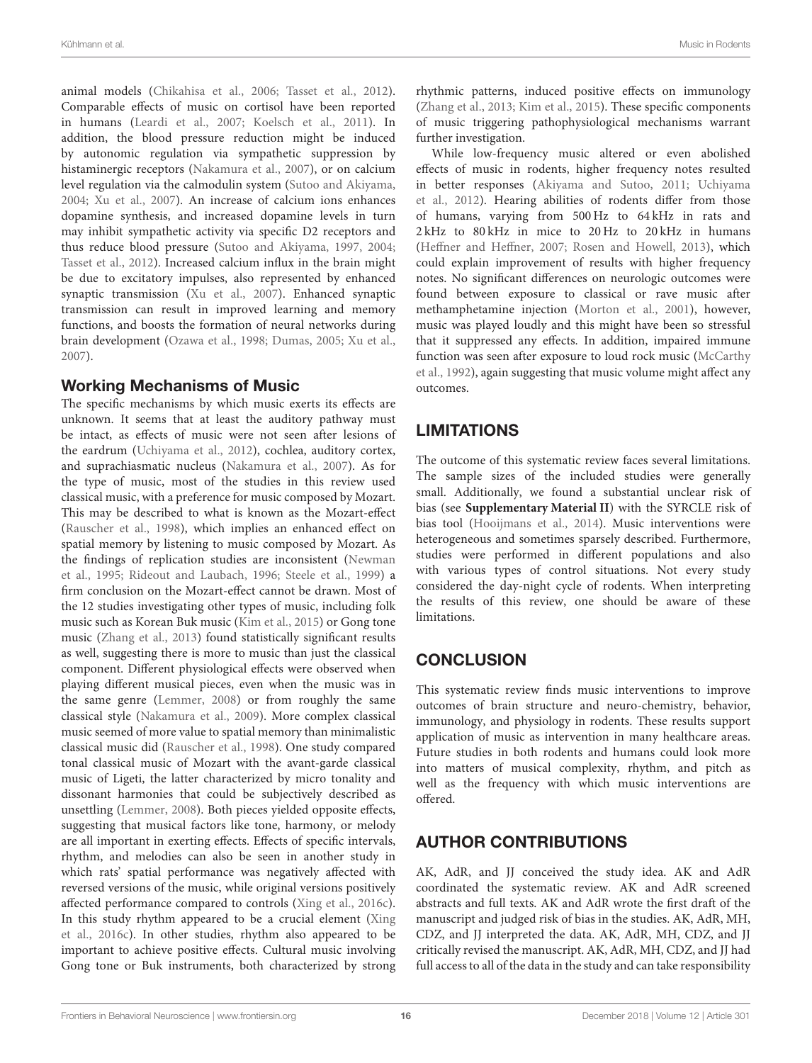animal models (Chikahisa et al., 2006; Tasset et al., 2012). Comparable effects of music on cortisol have been reported in humans (Leardi et al., 2007; Koelsch et al., 2011). In addition, the blood pressure reduction might be induced by autonomic regulation via sympathetic suppression by histaminergic receptors (Nakamura et al., 2007), or on calcium level regulation via the calmodulin system (Sutoo and Akiyama, 2004; Xu et al., 2007). An increase of calcium ions enhances dopamine synthesis, and increased dopamine levels in turn may inhibit sympathetic activity via specific D2 receptors and thus reduce blood pressure (Sutoo and Akiyama, 1997, 2004; Tasset et al., 2012). Increased calcium influx in the brain might be due to excitatory impulses, also represented by enhanced synaptic transmission (Xu et al., 2007). Enhanced synaptic transmission can result in improved learning and memory functions, and boosts the formation of neural networks during brain development (Ozawa et al., 1998; Dumas, 2005; Xu et al., 2007).

## Working Mechanisms of Music

The specific mechanisms by which music exerts its effects are unknown. It seems that at least the auditory pathway must be intact, as effects of music were not seen after lesions of the eardrum (Uchiyama et al., 2012), cochlea, auditory cortex, and suprachiasmatic nucleus (Nakamura et al., 2007). As for the type of music, most of the studies in this review used classical music, with a preference for music composed by Mozart. This may be described to what is known as the Mozart-effect (Rauscher et al., 1998), which implies an enhanced effect on spatial memory by listening to music composed by Mozart. As the findings of replication studies are inconsistent (Newman et al., 1995; Rideout and Laubach, 1996; Steele et al., 1999) a firm conclusion on the Mozart-effect cannot be drawn. Most of the 12 studies investigating other types of music, including folk music such as Korean Buk music (Kim et al., 2015) or Gong tone music (Zhang et al., 2013) found statistically significant results as well, suggesting there is more to music than just the classical component. Different physiological effects were observed when playing different musical pieces, even when the music was in the same genre (Lemmer, 2008) or from roughly the same classical style (Nakamura et al., 2009). More complex classical music seemed of more value to spatial memory than minimalistic classical music did (Rauscher et al., 1998). One study compared tonal classical music of Mozart with the avant-garde classical music of Ligeti, the latter characterized by micro tonality and dissonant harmonies that could be subjectively described as unsettling (Lemmer, 2008). Both pieces yielded opposite effects, suggesting that musical factors like tone, harmony, or melody are all important in exerting effects. Effects of specific intervals, rhythm, and melodies can also be seen in another study in which rats' spatial performance was negatively affected with reversed versions of the music, while original versions positively affected performance compared to controls (Xing et al., 2016c). In this study rhythm appeared to be a crucial element (Xing et al., 2016c). In other studies, rhythm also appeared to be important to achieve positive effects. Cultural music involving Gong tone or Buk instruments, both characterized by strong rhythmic patterns, induced positive effects on immunology (Zhang et al., 2013; Kim et al., 2015). These specific components of music triggering pathophysiological mechanisms warrant further investigation.

While low-frequency music altered or even abolished effects of music in rodents, higher frequency notes resulted in better responses (Akiyama and Sutoo, 2011; Uchiyama et al., 2012). Hearing abilities of rodents differ from those of humans, varying from 500 Hz to 64 kHz in rats and 2 kHz to 80 kHz in mice to 20 Hz to 20 kHz in humans (Heffner and Heffner, 2007; Rosen and Howell, 2013), which could explain improvement of results with higher frequency notes. No significant differences on neurologic outcomes were found between exposure to classical or rave music after methamphetamine injection (Morton et al., 2001), however, music was played loudly and this might have been so stressful that it suppressed any effects. In addition, impaired immune function was seen after exposure to loud rock music (McCarthy et al., 1992), again suggesting that music volume might affect any outcomes.

# LIMITATIONS

The outcome of this systematic review faces several limitations. The sample sizes of the included studies were generally small. Additionally, we found a substantial unclear risk of bias (see **Supplementary Material II**) with the SYRCLE risk of bias tool (Hooijmans et al., 2014). Music interventions were heterogeneous and sometimes sparsely described. Furthermore, studies were performed in different populations and also with various types of control situations. Not every study considered the day-night cycle of rodents. When interpreting the results of this review, one should be aware of these limitations.

# CONCLUSION

This systematic review finds music interventions to improve outcomes of brain structure and neuro-chemistry, behavior, immunology, and physiology in rodents. These results support application of music as intervention in many healthcare areas. Future studies in both rodents and humans could look more into matters of musical complexity, rhythm, and pitch as well as the frequency with which music interventions are offered.

# AUTHOR CONTRIBUTIONS

AK, AdR, and JJ conceived the study idea. AK and AdR coordinated the systematic review. AK and AdR screened abstracts and full texts. AK and AdR wrote the first draft of the manuscript and judged risk of bias in the studies. AK, AdR, MH, CDZ, and JJ interpreted the data. AK, AdR, MH, CDZ, and JJ critically revised the manuscript. AK, AdR, MH, CDZ, and JJ had full access to all of the data in the study and can take responsibility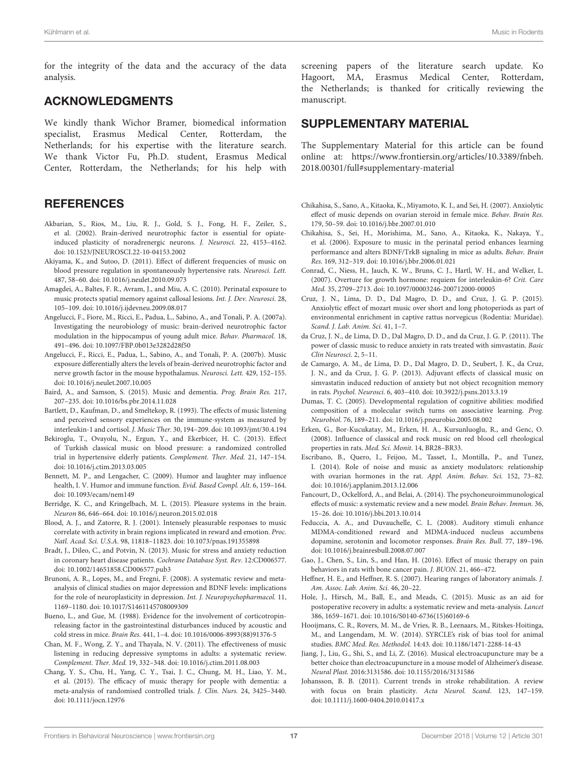for the integrity of the data and the accuracy of the data analysis.

## ACKNOWLEDGMENTS

We kindly thank Wichor Bramer, biomedical information specialist, Erasmus Medical Center, Rotterdam, the Netherlands; for his expertise with the literature search. We thank Victor Fu, Ph.D. student, Erasmus Medical Center, Rotterdam, the Netherlands; for his help with screening papers of the literature search update. Ko Hagoort, MA, Erasmus Medical Center, Rotterdam, the Netherlands; is thanked for critically reviewing the manuscript.

## SUPPLEMENTARY MATERIAL

The Supplementary Material for this article can be found online at: https://www.frontiersin.org/articles/10.3389/fnbeh.2018.00301/full#supplementary-material

## REFERENCES

Akbarian, S., Rios, M., Liu, R. J., Gold, S. J., Fong, H. F., Zeiler, S., et al. (2002). Brain-derived neurotrophic factor is essential for opiate-induced plasticity of noradrenergic neurons. *J. Neurosci.* 22, 4153–4162. doi: 10.1523/JNEUROSCI.22-10-04153.2002

Akiyama, K., and Sutoo, D. (2011). Effect of different frequencies of music on blood pressure regulation in spontaneously hypertensive rats. *Neurosci. Lett.* 487, 58–60. doi: 10.1016/j.neulet.2010.09.073

Amagdei, A., Baltes, F. R., Avram, J., and Miu, A. C. (2010). Perinatal exposure to music protects spatial memory against callosal lesions. *Int. J. Dev. Neurosci.* 28, 105–109. doi: 10.1016/j.ijdevneu.2009.08.017

Angelucci, F., Fiore, M., Ricci, E., Padua, L., Sabino, A., and Tonali, P. A. (2007a). Investigating the neurobiology of music: brain-derived neurotrophic factor modulation in the hippocampus of young adult mice. *Behav. Pharmacol.* 18, 491–496. doi: 10.1097/FBP.0b013e3282d28f50

Angelucci, F., Ricci, E., Padua, L., Sabino, A., and Tonali, P. A. (2007b). Music exposure differentially alters the levels of brain-derived neurotrophic factor and nerve growth factor in the mouse hypothalamus. *Neurosci. Lett.* 429, 152–155. doi: 10.1016/j.neulet.2007.10.005

Baird, A., and Samson, S. (2015). Music and dementia. *Prog. Brain Res.* 217, 207–235. doi: 10.1016/bs.pbr.2014.11.028

Bartlett, D., Kaufman, D., and Smeltekop, R. (1993). The effects of music listening and perceived sensory experiences on the immune-system as measured by interleukin-1 and cortisol. *J. Music Ther.* 30, 194–209. doi: 10.1093/jmt/30.4.194

Bekiroglu, T., Ovayolu, N., Ergun, Y., and Ekerbicer, H. C. (2013). Effect of Turkish classical music on blood pressure: a randomized controlled trial in hypertensive elderly patients. *Complement. Ther. Med.* 21, 147–154. doi: 10.1016/j.ctim.2013.03.005

Bennett, M. P., and Lengacher, C. (2009). Humor and laughter may influence health, I. V. Humor and immune function. *Evid. Based Compl. Alt*. 6, 159–164. doi: 10.1093/ecam/nem149

Berridge, K. C., and Kringelbach, M. L. (2015). Pleasure systems in the brain. *Neuron* 86, 646–664. doi: 10.1016/j.neuron.2015.02.018

Blood, A. J., and Zatorre, R. J. (2001). Intensely pleasurable responses to music correlate with activity in brain regions implicated in reward and emotion. *Proc. Natl. Acad. Sci. U.S.A.* 98, 11818–11823. doi: 10.1073/pnas.191355898

Bradt, J., Dileo, C., and Potvin, N. (2013). Music for stress and anxiety reduction in coronary heart disease patients. *Cochrane Database Syst. Rev*. 12:CD006577. doi: 10.1002/14651858.CD006577.pub3

Brunoni, A. R., Lopes, M., and Fregni, F. (2008). A systematic review and meta-analysis of clinical studies on major depression and BDNF levels: implications for the role of neuroplasticity in depression. *Int. J. Neuropsychopharmacol.* 11, 1169–1180. doi: 10.1017/S1461145708009309

Bueno, L., and Gue, M. (1988). Evidence for the involvement of corticotropin-releasing factor in the gastrointestinal disturbances induced by acoustic and cold stress in mice. *Brain Res.* 441, 1–4. doi: 10.1016/0006-8993(88)91376-5

Chan, M. F., Wong, Z. Y., and Thayala, N. V. (2011). The effectiveness of music listening in reducing depressive symptoms in adults: a systematic review. *Complement. Ther. Med.* 19, 332–348. doi: 10.1016/j.ctim.2011.08.003

Chang, Y. S., Chu, H., Yang, C. Y., Tsai, J. C., Chung, M. H., Liao, Y. M., et al. (2015). The efficacy of music therapy for people with dementia: a meta-analysis of randomised controlled trials. *J. Clin. Nurs.* 24, 3425–3440. doi: 10.1111/jocn.12976

Chikahisa, S., Sano, A., Kitaoka, K., Miyamoto, K. I., and Sei, H. (2007). Anxiolytic effect of music depends on ovarian steroid in female mice. *Behav. Brain Res.* 179, 50–59. doi: 10.1016/j.bbr.2007.01.010

Chikahisa, S., Sei, H., Morishima, M., Sano, A., Kitaoka, K., Nakaya, Y., et al. (2006). Exposure to music in the perinatal period enhances learning performance and alters BDNF/TrkB signaling in mice as adults. *Behav. Brain Res.* 169, 312–319. doi: 10.1016/j.bbr.2006.01.021

Conrad, C., Niess, H., Jauch, K. W., Bruns, C. J., Hartl, W. H., and Welker, L. (2007). Overture for growth hormone: requiem for interleukin-6? *Crit. Care Med.* 35, 2709–2713. doi: 10.1097/00003246-200712000-00005

Cruz, J. N., Lima, D. D., Dal Magro, D. D., and Cruz, J. G. P. (2015). Anxiolytic effect of mozart music over short and long photoperiods as part of environmental enrichment in captive rattus norvegicus (Rodentia: Muridae). *Scand. J. Lab. Anim. Sci.* 41, 1–7.

da Cruz, J. N., de Lima, D. D., Dal Magro, D. D., and da Cruz, J. G. P. (2011). The power of classic music to reduce anxiety in rats treated with simvastatin. *Basic Clin Neurosci*. 2, 5–11.

de Camargo, A. M., de Lima, D. D., Dal Magro, D. D., Seubert, J. K., da Cruz, J. N., and da Cruz, J. G. P. (2013). Adjuvant effects of classical music on simvastatin induced reduction of anxiety but not object recognition memory in rats. *Psychol. Neurosci.* 6, 403–410. doi: 10.3922/j.psns.2013.3.19

Dumas, T. C. (2005). Developmental regulation of cognitive abilities: modified composition of a molecular switch turns on associative learning. *Prog. Neurobiol.* 76, 189–211. doi: 10.1016/j.pneurobio.2005.08.002

Erken, G., Bor-Kucukatay, M., Erken, H. A., Kursunluoglu, R., and Genc, O. (2008). Influence of classical and rock music on red blood cell rheological properties in rats. *Med. Sci. Monit*. 14, BR28–BR33.

Escribano, B., Quero, I., Feijoo, M., Tasset, I., Montilla, P., and Tunez, I. (2014). Role of noise and music as anxiety modulators: relationship with ovarian hormones in the rat. *Appl. Anim. Behav. Sci.* 152, 73–82. doi: 10.1016/j.applanim.2013.12.006

Fancourt, D., Ockelford, A., and Belai, A. (2014). The psychoneuroimmunological effects of music: a systematic review and a new model. *Brain Behav. Immun.* 36, 15–26. doi: 10.1016/j.bbi.2013.10.014

Feduccia, A. A., and Duvauchelle, C. L. (2008). Auditory stimuli enhance MDMA-conditioned reward and MDMA-induced nucleus accumbens dopamine, serotonin and locomotor responses. *Brain Res. Bull.* 77, 189–196. doi: 10.1016/j.brainresbull.2008.07.007

Gao, J., Chen, S., Lin, S., and Han, H. (2016). Effect of music therapy on pain behaviors in rats with bone cancer pain. *J. BUON.* 21, 466–472.

Heffner, H. E., and Heffner, R. S. (2007). Hearing ranges of laboratory animals. *J. Am. Assoc. Lab. Anim. Sci.* 46, 20–22.

Hole, J., Hirsch, M., Ball, E., and Meads, C. (2015). Music as an aid for postoperative recovery in adults: a systematic review and meta-analysis. *Lancet* 386, 1659–1671. doi: 10.1016/S0140-6736(15)60169-6

Hooijmans, C. R., Rovers, M. M., de Vries, R. B., Leenaars, M., Ritskes-Hoitinga, M., and Langendam, M. W. (2014). SYRCLE's risk of bias tool for animal studies. *BMC Med. Res. Methodol.* 14:43. doi: 10.1186/1471-2288-14-43

Jiang, J., Liu, G., Shi, S., and Li, Z. (2016). Musical electroacupuncture may be a better choice than electroacupuncture in a mouse model of Alzheimer's disease. *Neural Plast.* 2016:3131586. doi: 10.1155/2016/3131586

Johansson, B. B. (2011). Current trends in stroke rehabilitation. A review with focus on brain plasticity. *Acta Neurol. Scand*. 123, 147–159. doi: 10.1111/j.1600-0404.2010.01417.x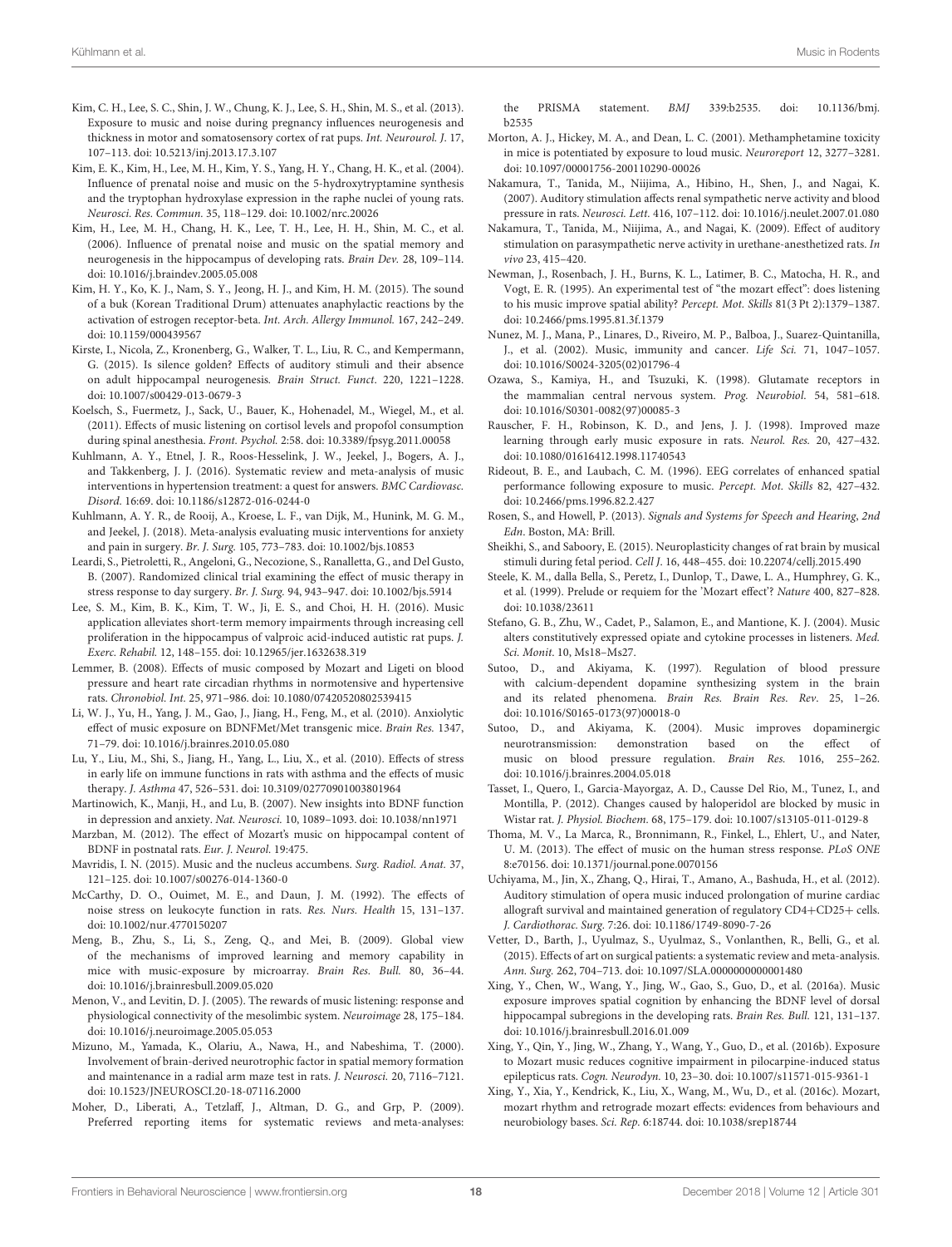Kim, C. H., Lee, S. C., Shin, J. W., Chung, K. J., Lee, S. H., Shin, M. S., et al. (2013). Exposure to music and noise during pregnancy influences neurogenesis and thickness in motor and somatosensory cortex of rat pups. *Int. Neurourol. J.* 17, 107–113. doi: 10.5213/inj.2013.17.3.107

Kim, E. K., Kim, H., Lee, M. H., Kim, Y. S., Yang, H. Y., Chang, H. K., et al. (2004). Influence of prenatal noise and music on the 5-hydroxytryptamine synthesis and the tryptophan hydroxylase expression in the raphe nuclei of young rats. *Neurosci. Res. Commun.* 35, 118–129. doi: 10.1002/nrc.20026

Kim, H., Lee, M. H., Chang, H. K., Lee, T. H., Lee, H. H., Shin, M. C., et al. (2006). Influence of prenatal noise and music on the spatial memory and neurogenesis in the hippocampus of developing rats. *Brain Dev.* 28, 109–114. doi: 10.1016/j.braindev.2005.05.008

Kim, H. Y., Ko, K. J., Nam, S. Y., Jeong, H. J., and Kim, H. M. (2015). The sound of a buk (Korean Traditional Drum) attenuates anaphylactic reactions by the activation of estrogen receptor-beta. *Int. Arch. Allergy Immunol.* 167, 242–249. doi: 10.1159/000439567

Kirste, I., Nicola, Z., Kronenberg, G., Walker, T. L., Liu, R. C., and Kempermann, G. (2015). Is silence golden? Effects of auditory stimuli and their absence on adult hippocampal neurogenesis. *Brain Struct. Funct*. 220, 1221–1228. doi: 10.1007/s00429-013-0679-3

Koelsch, S., Fuermetz, J., Sack, U., Bauer, K., Hohenadel, M., Wiegel, M., et al. (2011). Effects of music listening on cortisol levels and propofol consumption during spinal anesthesia. *Front. Psychol.* 2:58. doi: 10.3389/fpsyg.2011.00058

Kuhlmann, A. Y., Etnel, J. R., Roos-Hesselink, J. W., Jeekel, J., Bogers, A. J., and Takkenberg, J. J. (2016). Systematic review and meta-analysis of music interventions in hypertension treatment: a quest for answers. *BMC Cardiovasc. Disord.* 16:69. doi: 10.1186/s12872-016-0244-0

Kuhlmann, A. Y. R., de Rooij, A., Kroese, L. F., van Dijk, M., Hunink, M. G. M., and Jeekel, J. (2018). Meta-analysis evaluating music interventions for anxiety and pain in surgery. *Br. J. Surg.* 105, 773–783. doi: 10.1002/bjs.10853

Leardi, S., Pietroletti, R., Angeloni, G., Necozione, S., Ranalletta, G., and Del Gusto, B. (2007). Randomized clinical trial examining the effect of music therapy in stress response to day surgery. *Br. J. Surg.* 94, 943–947. doi: 10.1002/bjs.5914

Lee, S. M., Kim, B. K., Kim, T. W., Ji, E. S., and Choi, H. H. (2016). Music application alleviates short-term memory impairments through increasing cell proliferation in the hippocampus of valproic acid-induced autistic rat pups. *J. Exerc. Rehabil.* 12, 148–155. doi: 10.12965/jer.1632638.319

Lemmer, B. (2008). Effects of music composed by Mozart and Ligeti on blood pressure and heart rate circadian rhythms in normotensive and hypertensive rats. *Chronobiol. Int.* 25, 971–986. doi: 10.1080/07420520802539415

Li, W. J., Yu, H., Yang, J. M., Gao, J., Jiang, H., Feng, M., et al. (2010). Anxiolytic effect of music exposure on BDNFMet/Met transgenic mice. *Brain Res.* 1347, 71–79. doi: 10.1016/j.brainres.2010.05.080

Lu, Y., Liu, M., Shi, S., Jiang, H., Yang, L., Liu, X., et al. (2010). Effects of stress in early life on immune functions in rats with asthma and the effects of music therapy. *J. Asthma* 47, 526–531. doi: 10.3109/02770901003801964

Martinowich, K., Manji, H., and Lu, B. (2007). New insights into BDNF function in depression and anxiety. *Nat. Neurosci.* 10, 1089–1093. doi: 10.1038/nn1971

Marzban, M. (2012). The effect of Mozart's music on hippocampal content of BDNF in postnatal rats. *Eur. J. Neurol.* 19:475.

Mavridis, I. N. (2015). Music and the nucleus accumbens. *Surg. Radiol. Anat.* 37, 121–125. doi: 10.1007/s00276-014-1360-0

McCarthy, D. O., Ouimet, M. E., and Daun, J. M. (1992). The effects of noise stress on leukocyte function in rats. *Res. Nurs. Health* 15, 131–137. doi: 10.1002/nur.4770150207

Meng, B., Zhu, S., Li, S., Zeng, Q., and Mei, B. (2009). Global view of the mechanisms of improved learning and memory capability in mice with music-exposure by microarray. *Brain Res. Bull.* 80, 36–44. doi: 10.1016/j.brainresbull.2009.05.020

Menon, V., and Levitin, D. J. (2005). The rewards of music listening: response and physiological connectivity of the mesolimbic system. *Neuroimage* 28, 175–184. doi: 10.1016/j.neuroimage.2005.05.053

Mizuno, M., Yamada, K., Olariu, A., Nawa, H., and Nabeshima, T. (2000). Involvement of brain-derived neurotrophic factor in spatial memory formation and maintenance in a radial arm maze test in rats. *J. Neurosci.* 20, 7116–7121. doi: 10.1523/JNEUROSCI.20-18-07116.2000

Moher, D., Liberati, A., Tetzlaff, J., Altman, D. G., and Grp, P. (2009). Preferred reporting items for systematic reviews and meta-analyses: the PRISMA statement. *BMJ* 339:b2535. doi: 10.1136/bmj.b2535

Morton, A. J., Hickey, M. A., and Dean, L. C. (2001). Methamphetamine toxicity in mice is potentiated by exposure to loud music. *Neuroreport* 12, 3277–3281. doi: 10.1097/00001756-200110290-00026

Nakamura, T., Tanida, M., Niijima, A., Hibino, H., Shen, J., and Nagai, K. (2007). Auditory stimulation affects renal sympathetic nerve activity and blood pressure in rats. *Neurosci. Lett.* 416, 107–112. doi: 10.1016/j.neulet.2007.01.080

Nakamura, T., Tanida, M., Niijima, A., and Nagai, K. (2009). Effect of auditory stimulation on parasympathetic nerve activity in urethane-anesthetized rats. *In vivo* 23, 415–420.

Newman, J., Rosenbach, J. H., Burns, K. L., Latimer, B. C., Matocha, H. R., and Vogt, E. R. (1995). An experimental test of "the mozart effect": does listening to his music improve spatial ability? *Percept. Mot. Skills* 81(3 Pt 2):1379–1387. doi: 10.2466/pms.1995.81.3f.1379

Nunez, M. J., Mana, P., Linares, D., Riveiro, M. P., Balboa, J., Suarez-Quintanilla, J., et al. (2002). Music, immunity and cancer. *Life Sci.* 71, 1047–1057. doi: 10.1016/S0024-3205(02)01796-4

Ozawa, S., Kamiya, H., and Tsuzuki, K. (1998). Glutamate receptors in the mammalian central nervous system. *Prog. Neurobiol.* 54, 581–618. doi: 10.1016/S0301-0082(97)00085-3

Rauscher, F. H., Robinson, K. D., and Jens, J. J. (1998). Improved maze learning through early music exposure in rats. *Neurol. Res.* 20, 427–432. doi: 10.1080/01616412.1998.11740543

Rideout, B. E., and Laubach, C. M. (1996). EEG correlates of enhanced spatial performance following exposure to music. *Percept. Mot. Skills* 82, 427–432. doi: 10.2466/pms.1996.82.2.427

Rosen, S., and Howell, P. (2013). *Signals and Systems for Speech and Hearing*, *2nd Edn*. Boston, MA: Brill.

Sheikhi, S., and Saboory, E. (2015). Neuroplasticity changes of rat brain by musical stimuli during fetal period. *Cell J.* 16, 448–455. doi: 10.22074/cellj.2015.490

Steele, K. M., dalla Bella, S., Peretz, I., Dunlop, T., Dawe, L. A., Humphrey, G. K., et al. (1999). Prelude or requiem for the 'Mozart effect'? *Nature* 400, 827–828. doi: 10.1038/23611

Stefano, G. B., Zhu, W., Cadet, P., Salamon, E., and Mantione, K. J. (2004). Music alters constitutively expressed opiate and cytokine processes in listeners. *Med. Sci. Monit.* 10, Ms18–Ms27.

Sutoo, D., and Akiyama, K. (1997). Regulation of blood pressure with calcium-dependent dopamine synthesizing system in the brain and its related phenomena. *Brain Res. Brain Res. Rev*. 25, 1–26. doi: 10.1016/S0165-0173(97)00018-0

Sutoo, D., and Akiyama, K. (2004). Music improves dopaminergic neurotransmission: demonstration based on the effect of music on blood pressure regulation. *Brain Res.* 1016, 255–262. doi: 10.1016/j.brainres.2004.05.018

Tasset, I., Quero, I., Garcia-Mayorgaz, A. D., Causse Del Rio, M., Tunez, I., and Montilla, P. (2012). Changes caused by haloperidol are blocked by music in Wistar rat. *J. Physiol. Biochem.* 68, 175–179. doi: 10.1007/s13105-011-0129-8

Thoma, M. V., La Marca, R., Bronnimann, R., Finkel, L., Ehlert, U., and Nater, U. M. (2013). The effect of music on the human stress response. *PLoS ONE* 8:e70156. doi: 10.1371/journal.pone.0070156

Uchiyama, M., Jin, X., Zhang, Q., Hirai, T., Amano, A., Bashuda, H., et al. (2012). Auditory stimulation of opera music induced prolongation of murine cardiac allograft survival and maintained generation of regulatory CD4+CD25+ cells. *J. Cardiothorac. Surg.* 7:26. doi: 10.1186/1749-8090-7-26

Vetter, D., Barth, J., Uyulmaz, S., Uyulmaz, S., Vonlanthen, R., Belli, G., et al. (2015). Effects of art on surgical patients: a systematic review and meta-analysis. *Ann. Surg.* 262, 704–713. doi: 10.1097/SLA.0000000000001480

Xing, Y., Chen, W., Wang, Y., Jing, W., Gao, S., Guo, D., et al. (2016a). Music exposure improves spatial cognition by enhancing the BDNF level of dorsal hippocampal subregions in the developing rats. *Brain Res. Bull.* 121, 131–137. doi: 10.1016/j.brainresbull.2016.01.009

Xing, Y., Qin, Y., Jing, W., Zhang, Y., Wang, Y., Guo, D., et al. (2016b). Exposure to Mozart music reduces cognitive impairment in pilocarpine-induced status epilepticus rats. *Cogn. Neurodyn.* 10, 23–30. doi: 10.1007/s11571-015-9361-1

Xing, Y., Xia, Y., Kendrick, K., Liu, X., Wang, M., Wu, D., et al. (2016c). Mozart, mozart rhythm and retrograde mozart effects: evidences from behaviours and neurobiology bases. *Sci. Rep*. 6:18744. doi: 10.1038/srep18744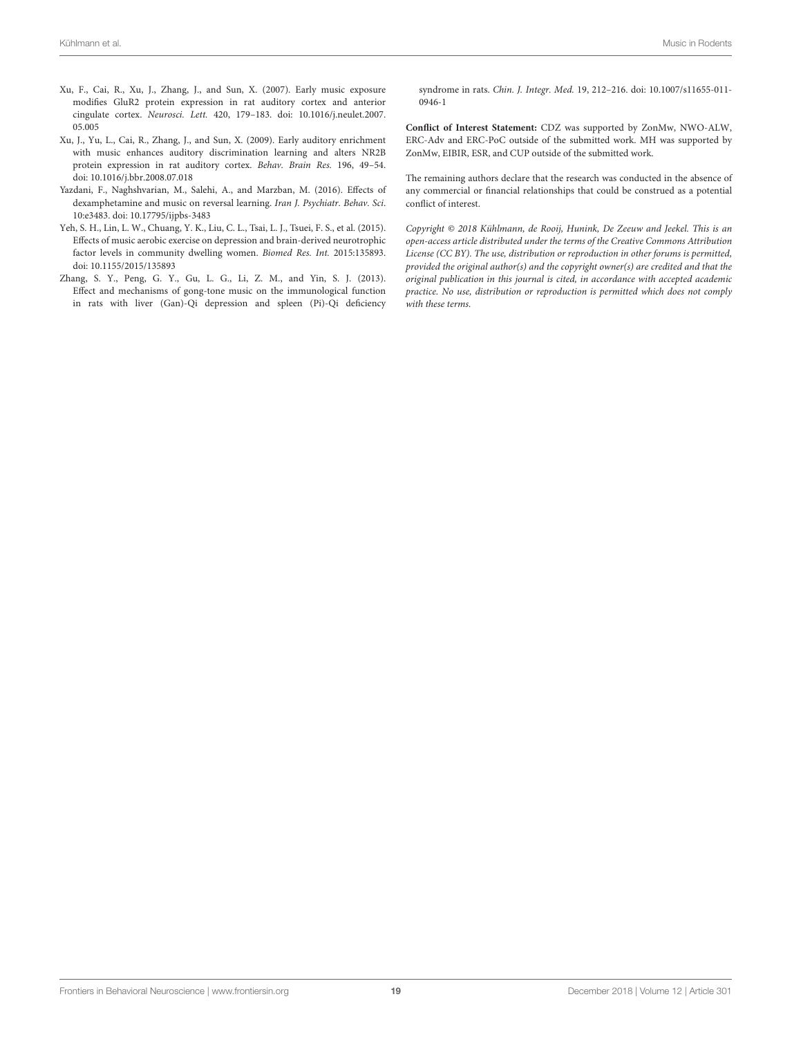Xu, F., Cai, R., Xu, J., Zhang, J., and Sun, X. (2007). Early music exposure modifies GluR2 protein expression in rat auditory cortex and anterior cingulate cortex. *Neurosci. Lett.* 420, 179–183. doi: 10.1016/j.neulet.2007.05.005

Xu, J., Yu, L., Cai, R., Zhang, J., and Sun, X. (2009). Early auditory enrichment with music enhances auditory discrimination learning and alters NR2B protein expression in rat auditory cortex. *Behav. Brain Res.* 196, 49–54. doi: 10.1016/j.bbr.2008.07.018

Yazdani, F., Naghshvarian, M., Salehi, A., and Marzban, M. (2016). Effects of dexamphetamine and music on reversal learning. *Iran J. Psychiatr. Behav. Sci.* 10:e3483. doi: 10.17795/ijpbs-3483

Yeh, S. H., Lin, L. W., Chuang, Y. K., Liu, C. L., Tsai, L. J., Tsuei, F. S., et al. (2015). Effects of music aerobic exercise on depression and brain-derived neurotrophic factor levels in community dwelling women. *Biomed Res. Int.* 2015:135893. doi: 10.1155/2015/135893

Zhang, S. Y., Peng, G. Y., Gu, L. G., Li, Z. M., and Yin, S. J. (2013). Effect and mechanisms of gong-tone music on the immunological function in rats with liver (Gan)-Qi depression and spleen (Pi)-Qi deficiency syndrome in rats. *Chin. J. Integr. Med.* 19, 212–216. doi: 10.1007/s11655-011-0946-1

**Conflict of Interest Statement:** CDZ was supported by ZonMw, NWO-ALW, ERC-Adv and ERC-PoC outside of the submitted work. MH was supported by ZonMw, EIBIR, ESR, and CUP outside of the submitted work.

The remaining authors declare that the research was conducted in the absence of any commercial or financial relationships that could be construed as a potential conflict of interest.

*Copyright © 2018 Kühlmann, de Rooij, Hunink, De Zeeuw and Jeekel. This is an open-access article distributed under the terms of the Creative Commons Attribution License (CC BY). The use, distribution or reproduction in other forums is permitted, provided the original author(s) and the copyright owner(s) are credited and that the original publication in this journal is cited, in accordance with accepted academic practice. No use, distribution or reproduction is permitted which does not comply with these terms.*